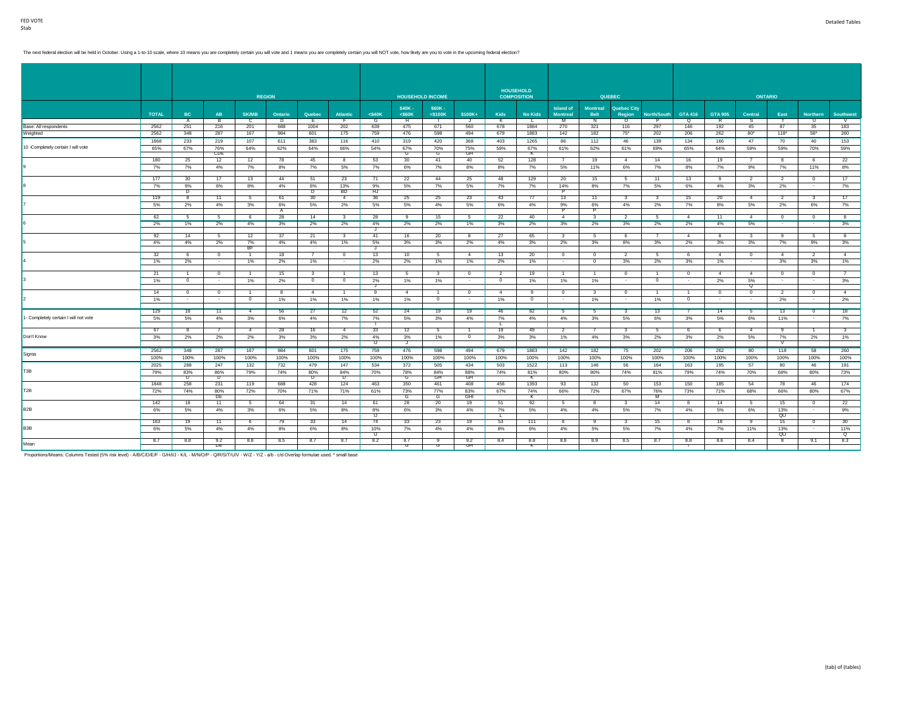FED VOTE
$tab

The next federal election will be held in October. Using a 1-to-10 scale, where 10 means you are completely certain you will vote and 1 means you are completely certain you will NOT vote, how likely are you to vote in the upcoming federal election?

| | | REGION | | | | | | HOUSEHOLD INCOME | | | | HOUSEHOLD COMPOSITION | | QUEBEC | | | | ONTARIO | | | | | |
|---|---|---|---|---|---|---|---|---|---|---|---|---|---|---|---|---|---|---|---|---|---|---|---|
| | TOTAL | BC | AB | SK/MB | Ontario | Quebec | Atlantic | <$40K | $40K - <$60K | $60K - <$100K | $100K+ | Kids | No Kids | Island of Montreal | Montreal Belt | Quebec City Region | North/South | GTA 416 | GTA 905 | Central | East | Northern | Southwest |
| | | A | B | C | D | E | F | G | H | I | J | K | L | M | N | O | P | Q | R | S | T | U | V |
| Base: All respondents | 2562 | 251 | 216 | 201 | 688 | 1004 | 202 | 639 | 475 | 671 | 560 | 678 | 1884 | 270 | 321 | 116 | 297 | 146 | 192 | 45 | 87 | 35 | 183 |
| Weighted | 2562 | 348 | 287 | 167 | 984 | 601 | 175 | 759 | 476 | 598 | 494 | 679 | 1883 | 142 | 182 | 75* | 202 | 206 | 262 | 80* | 118* | 58* | 260 |
| 10 -Completely certain I will vote | 1668 | 233 | 219 | 107 | 611 | 383 | 116 | 410 | 319 | 420 | 368 | 403 | 1265 | 86 | 112 | 46 | 139 | 134 | 166 | 47 | 70 | 40 | 153 |
| | 65% | 67% | 76% | 64% | 62% | 64% | 66% | 54% | 67% | 70% | 75% | 59% | 67% | 61% | 62% | 61% | 69% | 65% | 64% | 59% | 59% | 70% | 59% |
| | | | CDE | | | | | | G | G | GH | | K | | | | | | | | | | |
| 9 | 180 | 25 | 12 | 12 | 78 | 45 | 8 | 53 | 30 | 41 | 40 | 52 | 128 | 7 | 19 | 4 | 14 | 16 | 19 | 7 | 8 | 6 | 22 |
| | 7% | 7% | 4% | 7% | 8% | 7% | 5% | 7% | 6% | 7% | 8% | 8% | 7% | 5% | 11% | 6% | 7% | 8% | 7% | 9% | 7% | 11% | 8% |
| 8 | 177 | 30 | 17 | 13 | 44 | 51 | 23 | 71 | 22 | 44 | 25 | 48 | 129 | 20 | 15 | 5 | 11 | 13 | 9 | 2 | 2 | 0 | 17 |
| | 7% | 9% | 6% | 8% | 4% | 8% | 13% | 9% | 5% | 7% | 5% | 7% | 7% | 14% | 8% | 7% | 5% | 6% | 4% | 3% | 2% | - | 7% |
| | | D | | | | D | BD | HJ | | | | | | P | | | | | | | | | |
| 7 | 119 | 8 | 11 | 5 | 61 | 30 | 4 | 36 | 25 | 25 | 23 | 43 | 77 | 13 | 11 | 3 | 3 | 15 | 20 | 4 | 2 | 3 | 17 |
| | 5% | 2% | 4% | 3% | 6% | 5% | 2% | 5% | 5% | 4% | 5% | 6% | 4% | 9% | 6% | 4% | 2% | 7% | 8% | 5% | 2% | 6% | 7% |
| | | | | | A | | | | | | | | | P | P | | | | | | | | |
| 6 | 62 | 5 | 5 | 6 | 28 | 14 | 3 | 28 | 9 | 15 | 5 | 22 | 40 | 4 | 3 | 2 | 5 | 4 | 11 | 4 | 0 | 0 | 8 |
| | 2% | 1% | 2% | 4% | 3% | 2% | 2% | 4% | 2% | 2% | 1% | 3% | 2% | 3% | 2% | 3% | 2% | 2% | 4% | 5% | - | - | 3% |
| | | | | | | | | J | | | | | | | | | | | | | | | |
| 5 | 92 | 14 | 5 | 12 | 37 | 21 | 3 | 41 | 16 | 20 | 8 | 27 | 65 | 3 | 5 | 6 | 7 | 4 | 8 | 3 | 9 | 5 | 8 |
| | 4% | 4% | 2% | 7% | 4% | 4% | 1% | 5% | 3% | 3% | 2% | 4% | 3% | 2% | 3% | 8% | 3% | 2% | 3% | 3% | 7% | 9% | 3% |
| | | | | BF | | | | J | | | | | | | | | | | | | | | |
| 4 | 32 | 6 | 0 | 1 | 18 | 7 | 0 | 13 | 10 | 5 | 4 | 13 | 20 | 0 | 0 | 2 | 5 | 6 | 4 | 0 | 4 | 2 | 4 |
| | 1% | 2% | - | 1% | 2% | 1% | - | 2% | 2% | 1% | 1% | 2% | 1% | - | 0 | 3% | 2% | 3% | 1% | - | 3% | 3% | 1% |
| 3 | 21 | 1 | 0 | 1 | 15 | 3 | 1 | 13 | 5 | 3 | 0 | 2 | 19 | 1 | 1 | 0 | 1 | 0 | 4 | 4 | 0 | 0 | 7 |
| | 1% | 0 | - | 1% | 2% | 0 | 0 | 2% | 1% | 1% | - | 0 | 1% | 1% | 1% | - | 0 | - | 2% | 5% | - | - | 3% |
| | | | | | | | | J | | | | | | | | | | | | Q | | | |
| 2 | 14 | 0 | 0 | 1 | 8 | 4 | 1 | 9 | 4 | 1 | 0 | 4 | 9 | 0 | 3 | 0 | 1 | 1 | 0 | 0 | 2 | 0 | 4 |
| | 1% | - | - | 0 | 1% | 1% | 1% | 1% | 1% | 0 | - | 1% | 0 | - | 1% | - | 1% | 0 | - | - | 2% | - | 2% |
| 1- Completely certain I will not vote | 129 | 18 | 11 | 4 | 56 | 27 | 12 | 52 | 24 | 19 | 19 | 46 | 82 | 5 | 5 | 3 | 13 | 7 | 14 | 5 | 13 | 0 | 18 |
| | 5% | 5% | 4% | 3% | 6% | 4% | 7% | 7% | 5% | 3% | 4% | 7% | 4% | 4% | 3% | 5% | 6% | 3% | 5% | 6% | 11% | - | 7% |
| | | | | | | | | I | | | | L | | | | | | | | | | | |
| Don't Know | 67 | 8 | 7 | 4 | 28 | 16 | 4 | 33 | 12 | 5 | 1 | 19 | 49 | 2 | 7 | 3 | 5 | 6 | 6 | 4 | 9 | 1 | 3 |
| | 3% | 2% | 2% | 2% | 3% | 3% | 2% | 4% | 3% | 1% | 0 | 3% | 3% | 1% | 4% | 3% | 2% | 3% | 2% | 5% | 7% | 2% | 1% |
| | | | | | | | | IJ | J | | | | | | | | | | | | V | | |
| Sigma | 2562 | 348 | 287 | 167 | 984 | 601 | 175 | 759 | 476 | 598 | 494 | 679 | 1883 | 142 | 182 | 75 | 202 | 206 | 262 | 80 | 118 | 58 | 260 |
| | 100% | 100% | 100% | 100% | 100% | 100% | 100% | 100% | 100% | 100% | 100% | 100% | 100% | 100% | 100% | 100% | 100% | 100% | 100% | 100% | 100% | 100% | 100% |
| T3B | 2025 | 288 | 247 | 132 | 732 | 479 | 147 | 534 | 372 | 505 | 434 | 503 | 1522 | 113 | 146 | 56 | 164 | 163 | 195 | 57 | 80 | 46 | 191 |
| | 79% | 83% | 86% | 79% | 74% | 80% | 84% | 70% | 78% | 84% | 88% | 74% | 81% | 80% | 80% | 74% | 81% | 79% | 74% | 70% | 68% | 80% | 73% |
| | | D | D | | | D | D | | G | GH | GH | | K | | | | | | | | | | |
| T2B | 1848 | 258 | 231 | 119 | 688 | 428 | 124 | 463 | 350 | 461 | 408 | 456 | 1393 | 93 | 132 | 50 | 153 | 150 | 185 | 54 | 78 | 46 | 174 |
| | 72% | 74% | 80% | 72% | 70% | 71% | 71% | 61% | 73% | 77% | 83% | 67% | 74% | 66% | 72% | 67% | 76% | 73% | 71% | 68% | 66% | 80% | 67% |
| | | | DE | | | | | | G | G | GHI | | K | | | | M | | | | | | |
| B2B | 142 | 18 | 11 | 5 | 64 | 31 | 14 | 61 | 28 | 20 | 19 | 51 | 92 | 5 | 8 | 3 | 14 | 8 | 14 | 5 | 15 | 0 | 22 |
| | 6% | 5% | 4% | 3% | 6% | 5% | 8% | 8% | 6% | 3% | 4% | 7% | 5% | 4% | 4% | 5% | 7% | 4% | 5% | 6% | 13% | - | 9% |
| | | | | | | | | IJ | | | | L | | | | | | | | | QU | | |
| B3B | 163 | 19 | 11 | 6 | 79 | 33 | 14 | 74 | 33 | 23 | 19 | 53 | 111 | 6 | 9 | 3 | 15 | 8 | 18 | 9 | 15 | 0 | 30 |
| | 6% | 5% | 4% | 4% | 8% | 6% | 8% | 10% | 7% | 4% | 4% | 8% | 6% | 4% | 5% | 5% | 7% | 4% | 7% | 11% | 13% | - | 11% |
| | | | | | | | | IJ | | | | | | | | | | | | | QU | | Q |
| Mean | 8.7 | 8.8 | 9.2 | 8.8 | 8.5 | 8.7 | 8.7 | 8.2 | 8.7 | 9 | 9.2 | 8.4 | 8.8 | 8.8 | 8.9 | 8.5 | 8.7 | 8.8 | 8.6 | 8.4 | 8 | 9.1 | 8.3 |
| | | | DE | | | | | | G | G | GH | | K | | | | | T | | | | | |

Proportions/Means: Columns Tested (5% risk level) - A/B/C/D/E/F - G/H/I/J - K/L - M/N/O/P - Q/R/S/T/U/V - W/Z - Y/Z - a/b - c/d Overlap formulae used. * small base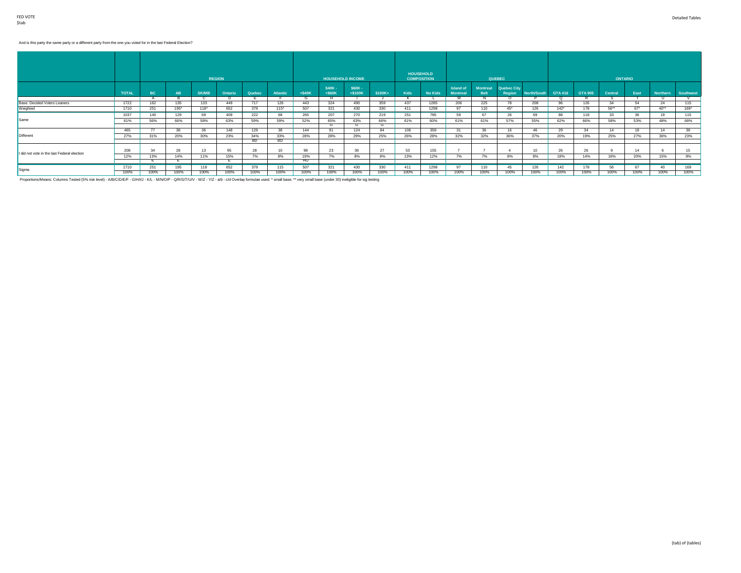And is this party the same party or a different party from the one you voted for in the last Federal Election?

| | | REGION | | | | | | HOUSEHOLD INCOME | | | | HOUSEHOLD COMPOSITION | | QUEBEC | | | | ONTARIO | | | | | |
|---|---|---|---|---|---|---|---|---|---|---|---|---|---|---|---|---|---|---|---|---|---|---|---|
| | TOTAL | BC | AB | SK/MB | Ontario | Quebec | Atlantic | <$40K | $40K - <$60K | $60K - <$100K | $100K+ | Kids | No Kids | Island of Montreal | Montreal Belt | Quebec City Region | North/South | GTA 416 | GTA 905 | Central | East | Northern | Southwest |
| | | A | B | C | D | E | F | G | H | I | J | K | L | M | N | O | P | Q | R | S | T | U | V |
| Base: Decided Voters Leaners | 1722 | 162 | 135 | 133 | 449 | 717 | 126 | 443 | 324 | 490 | 359 | 437 | 1285 | 206 | 225 | 78 | 208 | 96 | 126 | 34 | 54 | 24 | 115 |
| Weighted | 1710 | 251 | 195* | 118* | 652 | 379 | 115* | 507 | 321 | 430 | 330 | 411 | 1298 | 97 | 110 | 45* | 126 | 142* | 178 | 56** | 67* | 40** | 169* |
| Same | 1037 | 140 | 129 | 69 | 409 | 222 | 68 | 265 | 207 | 270 | 219 | 251 | 785 | 59 | 67 | 26 | 69 | 88 | 118 | 33 | 36 | 19 | 115 |
| | 61% | 56% | 66% | 58% | 63% | 59% | 59% | 52% | 65% | 63% | 66% | 61% | 60% | 61% | 61% | 57% | 55% | 62% | 66% | 58% | 53% | 48% | 68% |
| | | | | | | | | | G | G | G | | | | | | | | | | | | |
| Different | 465 | 77 | 38 | 36 | 148 | 129 | 38 | 144 | 91 | 124 | 84 | 106 | 359 | 31 | 36 | 16 | 46 | 29 | 34 | 14 | 18 | 14 | 39 |
| | 27% | 31% | 20% | 30% | 23% | 34% | 33% | 28% | 28% | 29% | 25% | 26% | 28% | 32% | 32% | 36% | 37% | 20% | 19% | 25% | 27% | 36% | 23% |
| | | | | | | BD | BD | | | | | | | | | | | | | | | | |
| I did not vote in the last Federal election | 208 | 34 | 28 | 13 | 95 | 28 | 10 | 98 | 23 | 36 | 27 | 53 | 155 | 7 | 7 | 4 | 10 | 26 | 26 | 9 | 14 | 6 | 15 |
| | 12% | 13% | 14% | 11% | 15% | 7% | 8% | 19% | 7% | 8% | 8% | 13% | 12% | 7% | 7% | 8% | 8% | 18% | 14% | 16% | 20% | 15% | 9% |
| | | E | E | | E | | | HIJ | | | | | | | | | | | | | | | |
| Sigma | 1710 | 251 | 195 | 118 | 652 | 379 | 115 | 507 | 321 | 430 | 330 | 411 | 1298 | 97 | 110 | 45 | 126 | 142 | 178 | 56 | 67 | 40 | 169 |
| | 100% | 100% | 100% | 100% | 100% | 100% | 100% | 100% | 100% | 100% | 100% | 100% | 100% | 100% | 100% | 100% | 100% | 100% | 100% | 100% | 100% | 100% | 100% |

Proportions/Means: Columns Tested (5% risk level) - A/B/C/D/E/F - G/H/I/J - K/L - M/N/O/P - Q/R/S/T/U/V - W/Z - Y/Z - a/b - c/d Overlap formulae used. * small base; ** very small base (under 30) ineligible for sig testing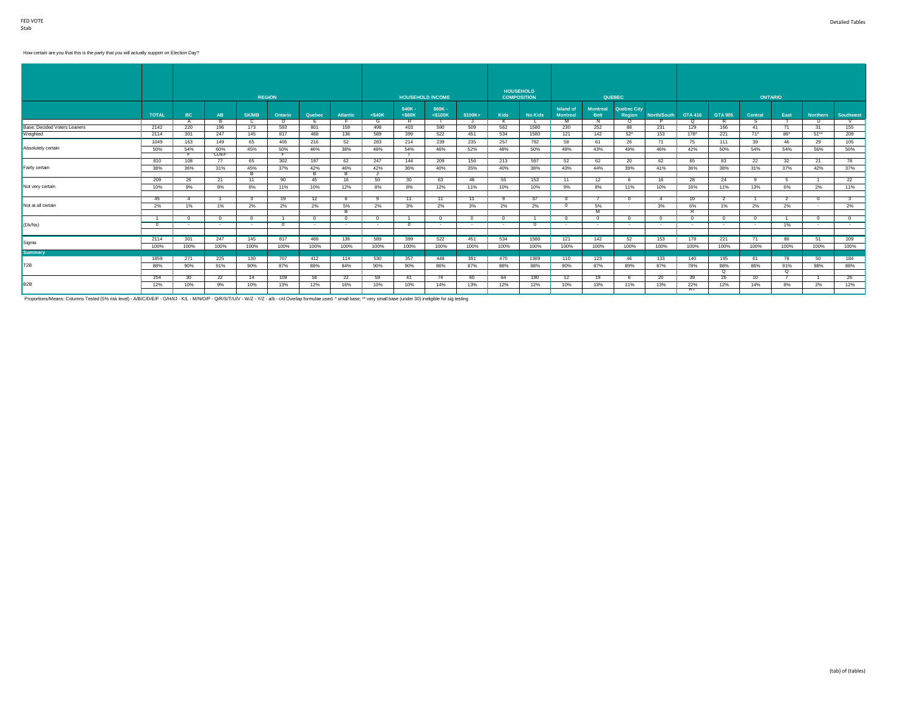FED VOTE
$tab

How certain are you that this is the party that you will actually support on Election Day?

| | | REGION | | | | | | HOUSEHOLD INCOME | | | | HOUSEHOLD COMPOSITION | | QUEBEC | | | | ONTARIO | | | | | |
|---|---|---|---|---|---|---|---|---|---|---|---|---|---|---|---|---|---|---|---|---|---|---|---|
| | TOTAL | BC | AB | SK/MB | Ontario | Quebec | Atlantic | <$40K | $40K - <$60K | $60K - <$100K | $100K+ | Kids | No Kids | Island of Montreal | Montreal Belt | Quebec City Region | North/South | GTA 416 | GTA 905 | Central | East | Northern | Southwest |
| | | A | B | C | D | E | F | G | H | I | J | K | L | M | N | O | P | Q | R | S | T | U | V |
| Base: Decided Voters Leaners | 2142 | 220 | 196 | 173 | 593 | 801 | 159 | 498 | 403 | 590 | 509 | 562 | 1580 | 230 | 252 | 88 | 231 | 129 | 166 | 41 | 71 | 31 | 155 |
| Weighted | 2114 | 301 | 247 | 145 | 817 | 468 | 136 | 589 | 399 | 522 | 451 | 534 | 1580 | 121 | 142 | 52* | 153 | 178* | 221 | 71* | 86* | 51** | 209 |
| Absolutely certain | 1049 | 163 | 149 | 65 | 405 | 216 | 52 | 283 | 214 | 239 | 235 | 257 | 792 | 58 | 61 | 26 | 71 | 75 | 111 | 39 | 46 | 29 | 105 |
| | 50% | 54% | 60% | 45% | 50% | 46% | 38% | 48% | 54% | 46% | 52% | 48% | 50% | 48% | 43% | 49% | 46% | 42% | 50% | 54% | 54% | 56% | 50% |
| | | F | CDEF | | F | | | | I | | | | | | | | | | | | | | |
| Fairly certain | 810 | 108 | 77 | 65 | 302 | 197 | 62 | 247 | 144 | 209 | 156 | 213 | 597 | 52 | 62 | 20 | 62 | 65 | 83 | 22 | 32 | 21 | 78 |
| | 38% | 36% | 31% | 45% | 37% | 42% | 46% | 42% | 36% | 40% | 35% | 40% | 38% | 43% | 44% | 39% | 41% | 36% | 38% | 31% | 37% | 42% | 37% |
| | | | | B | | B | B | J | | | | | | | | | | | | | | | |
| Not very certain | 209 | 26 | 21 | 11 | 90 | 45 | 16 | 50 | 30 | 63 | 48 | 55 | 153 | 11 | 12 | 6 | 16 | 28 | 24 | 9 | 5 | 1 | 22 |
| | 10% | 9% | 8% | 8% | 11% | 10% | 12% | 8% | 8% | 12% | 11% | 10% | 10% | 9% | 8% | 11% | 10% | 16% | 11% | 13% | 6% | 2% | 11% |
| Not at all certain | 45 | 4 | 1 | 3 | 19 | 12 | 6 | 9 | 11 | 11 | 11 | 9 | 37 | 0 | 7 | 0 | 4 | 10 | 2 | 1 | 2 | 0 | 3 |
| | 2% | 1% | 1% | 2% | 2% | 2% | 5% | 2% | 3% | 2% | 3% | 2% | 2% | 0 | 5% | - | 3% | 6% | 1% | 2% | 2% | - | 2% |
| | | | | | | | B | | | | | | | | M | | | R | | | | | |
| (Dk/Ns) | 1 | 0 | 0 | 0 | 1 | 0 | 0 | 0 | 1 | 0 | 0 | 0 | 1 | 0 | 0 | 0 | 0 | 0 | 0 | 0 | 1 | 0 | 0 |
| | 0 | - | - | - | 0 | - | - | - | 0 | - | - | - | 0 | - | - | - | - | - | - | - | 1% | - | - |
| Sigma | 2114 | 301 | 247 | 145 | 817 | 468 | 136 | 589 | 399 | 522 | 451 | 534 | 1580 | 121 | 142 | 52 | 153 | 178 | 221 | 71 | 86 | 51 | 209 |
| | 100% | 100% | 100% | 100% | 100% | 100% | 100% | 100% | 100% | 100% | 100% | 100% | 100% | 100% | 100% | 100% | 100% | 100% | 100% | 100% | 100% | 100% | 100% |
| **Summary** | | | | | | | | | | | | | | | | | | | | | | | |
| T2B | 1859 | 271 | 225 | 130 | 707 | 412 | 114 | 530 | 357 | 448 | 391 | 470 | 1389 | 110 | 123 | 46 | 133 | 140 | 195 | 61 | 78 | 50 | 184 |
| | 88% | 90% | 91% | 90% | 87% | 88% | 84% | 90% | 90% | 86% | 87% | 88% | 88% | 90% | 87% | 89% | 87% | 78% | 88% | 86% | 91% | 98% | 88% |
| | | | | | | | | | | | | | | | | | | | Q | | Q | | |
| B2B | 254 | 30 | 22 | 14 | 109 | 56 | 22 | 59 | 41 | 74 | 60 | 64 | 190 | 12 | 19 | 6 | 20 | 39 | 26 | 10 | 7 | 1 | 26 |
| | 12% | 10% | 9% | 10% | 13% | 12% | 16% | 10% | 10% | 14% | 13% | 12% | 12% | 10% | 13% | 11% | 13% | 22% | 12% | 14% | 8% | 2% | 12% |
| | | | | | | | | | | | | | | | | | | RT | | | | | |

Proportions/Means: Columns Tested (5% risk level) - A/B/C/D/E/F - G/H/I/J - K/L - M/N/O/P - Q/R/S/T/U/V - W/Z - Y/Z - a/b - c/d Overlap formulae used. * small base; ** very small base (under 30) ineligible for sig testing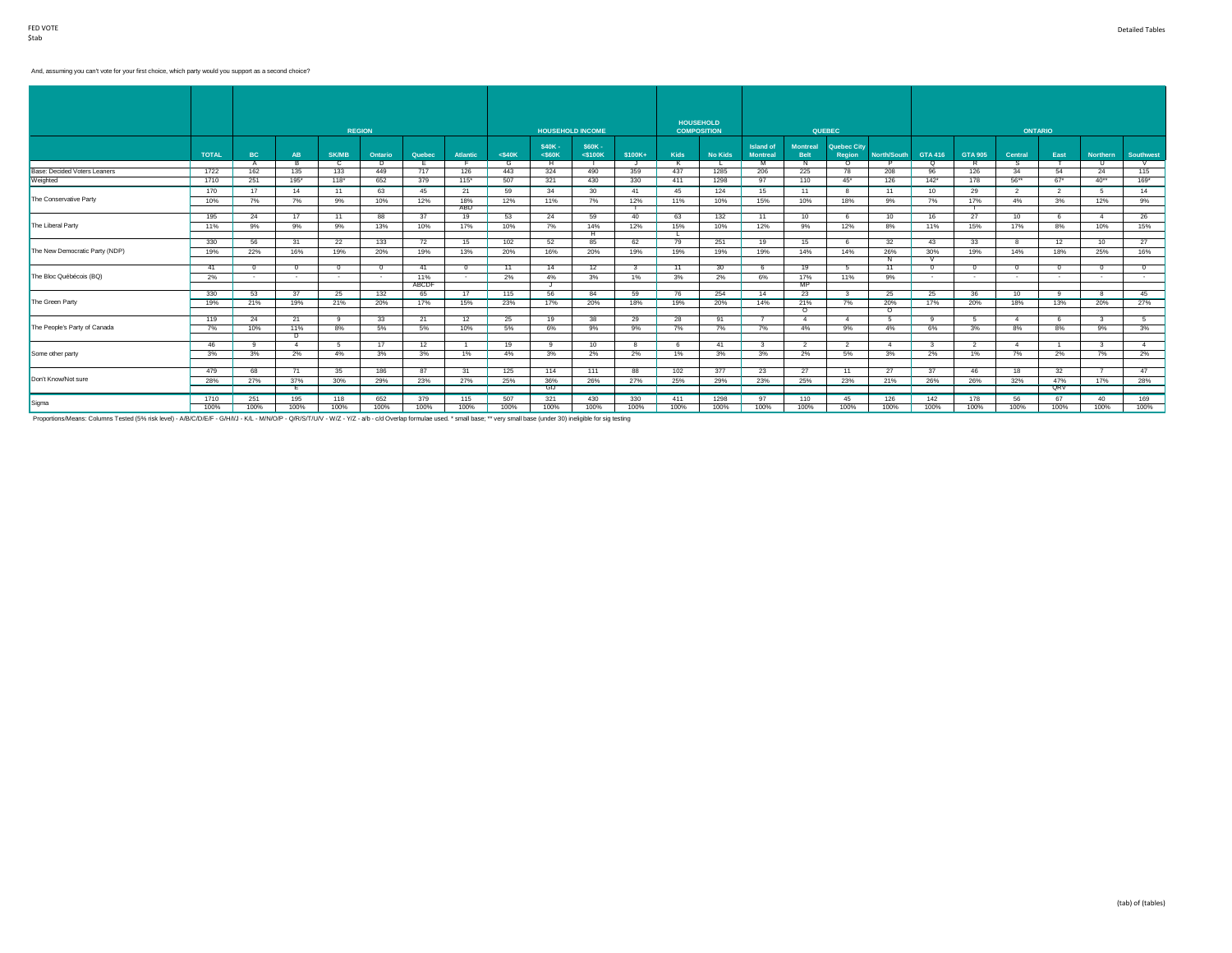And, assuming you can't vote for your first choice, which party would you support as a second choice?

| | | REGION | | | | | | HOUSEHOLD INCOME | | | | HOUSEHOLD COMPOSITION | | QUEBEC | | | | ONTARIO | | | | | |
|---|---|---|---|---|---|---|---|---|---|---|---|---|---|---|---|---|---|---|---|---|---|---|---|
| | TOTAL | BC | AB | SK/MB | Ontario | Quebec | Atlantic | <$40K | $40K - <$60K | $60K - <$100K | $100K+ | Kids | No Kids | Island of Montreal | Montreal Belt | Quebec City Region | North/South | GTA 416 | GTA 905 | Central | East | Northern | Southwest |
| | | A | B | C | D | E | F | G | H | I | J | K | L | M | N | O | P | Q | R | S | T | U | V |
| Base: Decided Voters Leaners | 1722 | 162 | 135 | 133 | 449 | 717 | 126 | 443 | 324 | 490 | 359 | 437 | 1285 | 206 | 225 | 78 | 208 | 96 | 126 | 34 | 54 | 24 | 115 |
| Weighted | 1710 | 251 | 195* | 118* | 652 | 379 | 115* | 507 | 321 | 430 | 330 | 411 | 1298 | 97 | 110 | 45* | 126 | 142* | 178 | 56** | 67* | 40** | 169* |
| The Conservative Party | 170 | 17 | 14 | 11 | 63 | 45 | 21 | 59 | 34 | 30 | 41 | 45 | 124 | 15 | 11 | 8 | 11 | 10 | 29 | 2 | 2 | 5 | 14 |
| | 10% | 7% | 7% | 9% | 10% | 12% | 18% | 12% | 11% | 7% | 12% | 11% | 10% | 15% | 10% | 18% | 9% | 7% | 17% | 4% | 3% | 12% | 9% |
| | | | | | | | ABD | | | | I | | | | | | | | T | | | | |
| The Liberal Party | 195 | 24 | 17 | 11 | 88 | 37 | 19 | 53 | 24 | 59 | 40 | 63 | 132 | 11 | 10 | 6 | 10 | 16 | 27 | 10 | 6 | 4 | 26 |
| | 11% | 9% | 9% | 9% | 13% | 10% | 17% | 10% | 7% | 14% | 12% | 15% | 10% | 12% | 9% | 12% | 8% | 11% | 15% | 17% | 8% | 10% | 15% |
| | | | | | | | | | | H | | L | | | | | | | | | | | |
| The New Democratic Party (NDP) | 330 | 56 | 31 | 22 | 133 | 72 | 15 | 102 | 52 | 85 | 62 | 79 | 251 | 19 | 15 | 6 | 32 | 43 | 33 | 8 | 12 | 10 | 27 |
| | 19% | 22% | 16% | 19% | 20% | 19% | 13% | 20% | 16% | 20% | 19% | 19% | 19% | 19% | 14% | 14% | 26% | 30% | 19% | 14% | 18% | 25% | 16% |
| | | | | | | | | | | | | | | | | | N | V | | | | | |
| The Bloc Québécois (BQ) | 41 | 0 | 0 | 0 | 0 | 41 | 0 | 11 | 14 | 12 | 3 | 11 | 30 | 6 | 19 | 5 | 11 | 0 | 0 | 0 | 0 | 0 | 0 |
| | 2% | - | - | - | - | 11% | - | 2% | 4% | 3% | 1% | 3% | 2% | 6% | 17% | 11% | 9% | - | - | - | - | - | - |
| | | | | | | ABCDF | | | J | | | | | | MP | | | | | | | | |
| The Green Party | 330 | 53 | 37 | 25 | 132 | 65 | 17 | 115 | 56 | 84 | 59 | 76 | 254 | 14 | 23 | 3 | 25 | 25 | 36 | 10 | 9 | 8 | 45 |
| | 19% | 21% | 19% | 21% | 20% | 17% | 15% | 23% | 17% | 20% | 18% | 19% | 20% | 14% | 21% | 7% | 20% | 17% | 20% | 18% | 13% | 20% | 27% |
| | | | | | | | | | | | | | | | O | | O | | | | | | |
| The People's Party of Canada | 119 | 24 | 21 | 9 | 33 | 21 | 12 | 25 | 19 | 38 | 29 | 28 | 91 | 7 | 4 | 4 | 5 | 9 | 5 | 4 | 6 | 3 | 5 |
| | 7% | 10% | 11% | 8% | 5% | 5% | 10% | 5% | 6% | 9% | 9% | 7% | 7% | 7% | 4% | 9% | 4% | 6% | 3% | 8% | 8% | 9% | 3% |
| | | | D | | | | | | | | | | | | | | | | | | | | |
| Some other party | 46 | 9 | 4 | 5 | 17 | 12 | 1 | 19 | 9 | 10 | 8 | 6 | 41 | 3 | 2 | 2 | 4 | 3 | 2 | 4 | 1 | 3 | 4 |
| | 3% | 3% | 2% | 4% | 3% | 3% | 1% | 4% | 3% | 2% | 2% | 1% | 3% | 3% | 2% | 5% | 3% | 2% | 1% | 7% | 2% | 7% | 2% |
| Don't Know/Not sure | 479 | 68 | 71 | 35 | 186 | 87 | 31 | 125 | 114 | 111 | 88 | 102 | 377 | 23 | 27 | 11 | 27 | 37 | 46 | 18 | 32 | 7 | 47 |
| | 28% | 27% | 37% | 30% | 29% | 23% | 27% | 25% | 36% | 26% | 27% | 25% | 29% | 23% | 25% | 23% | 21% | 26% | 26% | 32% | 47% | 17% | 28% |
| | | | E | | | | | | GIJ | | | | | | | | | | | | QRV | | |
| Sigma | 1710 | 251 | 195 | 118 | 652 | 379 | 115 | 507 | 321 | 430 | 330 | 411 | 1298 | 97 | 110 | 45 | 126 | 142 | 178 | 56 | 67 | 40 | 169 |
| | 100% | 100% | 100% | 100% | 100% | 100% | 100% | 100% | 100% | 100% | 100% | 100% | 100% | 100% | 100% | 100% | 100% | 100% | 100% | 100% | 100% | 100% | 100% |

Proportions/Means: Columns Tested (5% risk level) - A/B/C/D/E/F - G/H/I/J - K/L - M/N/O/P - Q/R/S/T/U/V - W/Z - Y/Z - a/b - c/d Overlap formulae used. * small base; ** very small base (under 30) ineligible for sig testing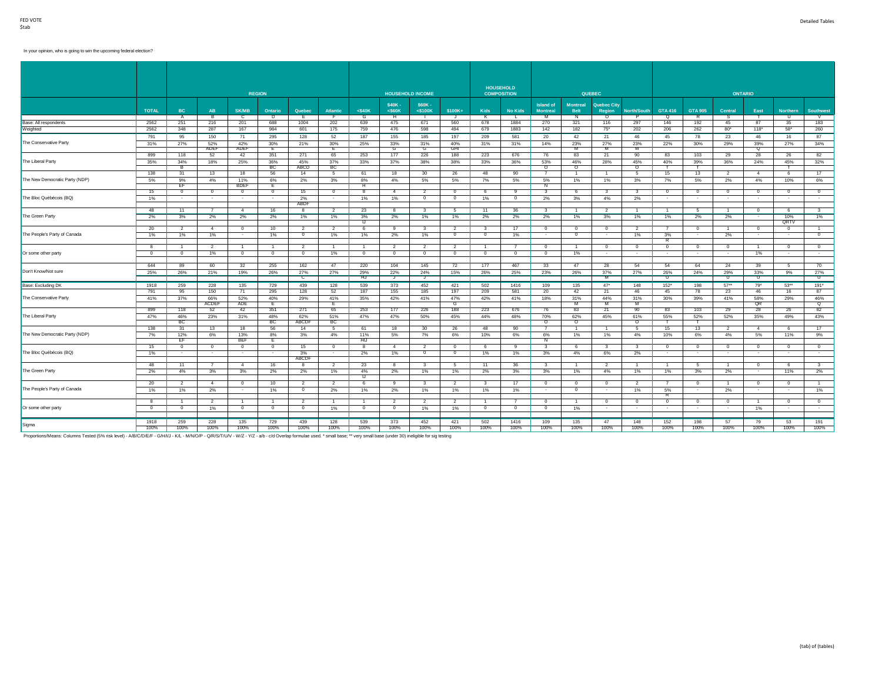In your opinion, who is going to win the upcoming federal election?

| | TOTAL | REGION | | | | | | HOUSEHOLD INCOME | | | | HOUSEHOLD COMPOSITION | | QUEBEC | | | | ONTARIO | | | | | |
|---|---|---|---|---|---|---|---|---|---|---|---|---|---|---|---|---|---|---|---|---|---|---|---|
| | | BC | AB | SK/MB | Ontario | Quebec | Atlantic | <$40K | $40K - <$60K | $60K - <$100K | $100K+ | Kids | No Kids | Island of Montreal | Montreal Belt | Quebec City Region | North/South | GTA 416 | GTA 905 | Central | East | Northern | Southwest |
| | | A | B | C | D | E | F | G | H | I | J | K | L | M | N | O | P | Q | R | S | T | U | V |
| Base: All respondents | 2562 | 251 | 216 | 201 | 688 | 1004 | 202 | 639 | 475 | 671 | 560 | 678 | 1884 | 270 | 321 | 116 | 297 | 146 | 192 | 45 | 87 | 35 | 183 |
| Weighted | 2562 | 348 | 287 | 167 | 984 | 601 | 175 | 759 | 476 | 598 | 494 | 679 | 1883 | 142 | 182 | 75* | 202 | 206 | 262 | 80* | 118* | 58* | 260 |
| The Conservative Party | 791 | 95 | 150 | 71 | 295 | 128 | 52 | 187 | 155 | 185 | 197 | 209 | 581 | 20 | 42 | 21 | 46 | 45 | 78 | 23 | 46 | 16 | 87 |
| | 31% | 27% | 52% | 42% | 30% | 21% | 30% | 25% | 33% | 31% | 40% | 31% | 31% | 14% | 23% | 27% | 23% | 22% | 30% | 29% | 39% | 27% | 34% |
| | | | ADEF | ADEF | E | | E | | G | G | GHI | | | | M | M | M | | | | Q | | |
| The Liberal Party | 899 | 118 | 52 | 42 | 351 | 271 | 65 | 253 | 177 | 226 | 188 | 223 | 676 | 76 | 83 | 21 | 90 | 83 | 103 | 29 | 28 | 26 | 82 |
| | 35% | 34% | 18% | 25% | 36% | 45% | 37% | 33% | 37% | 38% | 38% | 33% | 36% | 53% | 46% | 28% | 45% | 40% | 39% | 36% | 24% | 45% | 32% |
| | | B | | | BC | ABCD | BC | | | | | | | O | O | | O | T | T | | | T | |
| The New Democratic Party (NDP) | 138 | 31 | 13 | 18 | 56 | 14 | 5 | 61 | 18 | 30 | 26 | 48 | 90 | 7 | 1 | 1 | 5 | 15 | 13 | 2 | 4 | 6 | 17 |
| | 5% | 9% | 4% | 11% | 6% | 2% | 3% | 8% | 4% | 5% | 5% | 7% | 5% | 5% | 1% | 1% | 3% | 7% | 5% | 2% | 4% | 10% | 6% |
| | | EF | | BDEF | E | | | H | | | | | | N | | | | | | | | | |
| The Bloc Québécois (BQ) | 15 | 0 | 0 | 0 | 0 | 15 | 0 | 8 | 4 | 2 | 0 | 6 | 9 | 3 | 6 | 3 | 3 | 0 | 0 | 0 | 0 | 0 | 0 |
| | 1% | - | - | - | - | 2% | - | 1% | 1% | 0 | 0 | 1% | 0 | 2% | 3% | 4% | 2% | - | - | - | - | - | - |
| | | | | | | ABDF | | | | | | | | | | | | | | | | | |
| The Green Party | 48 | 11 | 7 | 4 | 16 | 8 | 2 | 23 | 8 | 3 | 5 | 11 | 36 | 3 | 1 | 2 | 1 | 1 | 5 | 1 | 0 | 6 | 3 |
| | 2% | 3% | 2% | 2% | 2% | 1% | 1% | 3% | 2% | 1% | 1% | 2% | 2% | 2% | 1% | 3% | 1% | 1% | 2% | 2% | - | 10% | 1% |
| | | | | | | | | IJ | | | | | | | | | | | | | | QRTV | |
| The People's Party of Canada | 20 | 2 | 4 | 0 | 10 | 2 | 2 | 6 | 9 | 3 | 2 | 3 | 17 | 0 | 0 | 0 | 2 | 7 | 0 | 1 | 0 | 0 | 1 |
| | 1% | 1% | 1% | - | 1% | 0 | 1% | 1% | 2% | 1% | 0 | 0 | 1% | - | 0 | - | 1% | 3% | - | 2% | - | - | 0 |
| | | | | | | | | | | | | | | | | | | R | | | | | |
| Or some other party | 8 | 1 | 2 | 1 | 1 | 2 | 1 | 1 | 2 | 2 | 2 | 1 | 7 | 0 | 1 | 0 | 0 | 0 | 0 | 0 | 1 | 0 | 0 |
| | 0 | 0 | 1% | 0 | 0 | 0 | 1% | 0 | 0 | 0 | 0 | 0 | 0 | 0 | 1% | - | - | - | - | - | 1% | - | - |
| Don't Know/Not sure | 644 | 89 | 60 | 32 | 255 | 162 | 47 | 220 | 104 | 145 | 72 | 177 | 467 | 33 | 47 | 28 | 54 | 54 | 64 | 24 | 39 | 5 | 70 |
| | 25% | 26% | 21% | 19% | 26% | 27% | 27% | 29% | 22% | 24% | 15% | 26% | 25% | 23% | 26% | 37% | 27% | 26% | 24% | 29% | 33% | 9% | 27% |
| | | | | | C | | | HJ | J | J | | | | | | M | | U | | U | U | | U |
| Base: Excluding DK | 1918 | 259 | 228 | 135 | 729 | 439 | 128 | 539 | 373 | 452 | 421 | 502 | 1416 | 109 | 135 | 47* | 148 | 152* | 198 | 57** | 79* | 53** | 191* |
| The Conservative Party | 791 | 95 | 150 | 71 | 295 | 128 | 52 | 187 | 155 | 185 | 197 | 209 | 581 | 20 | 42 | 21 | 46 | 45 | 78 | 23 | 46 | 16 | 87 |
| | 41% | 37% | 66% | 52% | 40% | 29% | 41% | 35% | 42% | 41% | 47% | 42% | 41% | 18% | 31% | 44% | 31% | 30% | 39% | 41% | 58% | 29% | 46% |
| | | | ACDEF | ADE | E | | E | | | | G | | | | M | M | M | | | | QR | | Q |
| The Liberal Party | 899 | 118 | 52 | 42 | 351 | 271 | 65 | 253 | 177 | 226 | 188 | 223 | 676 | 76 | 83 | 21 | 90 | 83 | 103 | 29 | 28 | 26 | 82 |
| | 47% | 46% | 23% | 31% | 48% | 62% | 51% | 47% | 47% | 50% | 45% | 44% | 48% | 70% | 62% | 45% | 61% | 55% | 52% | 52% | 35% | 49% | 43% |
| | | BC | | | BC | ABCDF | BC | | | | | | | O | O | | O | T | T | | | | |
| The New Democratic Party (NDP) | 138 | 31 | 13 | 18 | 56 | 14 | 5 | 61 | 18 | 30 | 26 | 48 | 90 | 7 | 1 | 1 | 5 | 15 | 13 | 2 | 4 | 6 | 17 |
| | 7% | 12% | 6% | 13% | 8% | 3% | 4% | 11% | 5% | 7% | 6% | 10% | 6% | 6% | 1% | 1% | 4% | 10% | 6% | 4% | 5% | 11% | 9% |
| | | EF | | BEF | E | | | HIJ | | | | | | N | | | | | | | | | |
| The Bloc Québécois (BQ) | 15 | 0 | 0 | 0 | 0 | 15 | 0 | 8 | 4 | 2 | 0 | 6 | 9 | 3 | 6 | 3 | 3 | 0 | 0 | 0 | 0 | 0 | 0 |
| | 1% | - | - | - | - | 3% | - | 2% | 1% | 0 | 0 | 1% | 1% | 3% | 4% | 6% | 2% | - | - | - | - | - | - |
| | | | | | | ABCDF | | | | | | | | | | | | | | | | | |
| The Green Party | 48 | 11 | 7 | 4 | 16 | 8 | 2 | 23 | 8 | 3 | 5 | 11 | 36 | 3 | 1 | 2 | 1 | 1 | 5 | 1 | 0 | 6 | 3 |
| | 2% | 4% | 3% | 3% | 2% | 2% | 1% | 4% | 2% | 1% | 1% | 2% | 3% | 3% | 1% | 4% | 1% | 1% | 3% | 2% | - | 11% | 2% |
| | | | | | | | | IJ | | | | | | | | | | | | | | | |
| The People's Party of Canada | 20 | 2 | 4 | 0 | 10 | 2 | 2 | 6 | 9 | 3 | 2 | 3 | 17 | 0 | 0 | 0 | 2 | 7 | 0 | 1 | 0 | 0 | 1 |
| | 1% | 1% | 2% | - | 1% | 0 | 2% | 1% | 2% | 1% | 1% | 1% | 1% | - | 0 | - | 1% | 5% | - | 2% | - | - | 1% |
| | | | | | | | | | | | | | | | | | | R | | | | | |
| Or some other party | 8 | 1 | 2 | 1 | 1 | 2 | 1 | 1 | 2 | 2 | 2 | 1 | 7 | 0 | 1 | 0 | 0 | 0 | 0 | 0 | 1 | 0 | 0 |
| | 0 | 0 | 1% | 0 | 0 | 0 | 1% | 0 | 0 | 1% | 1% | 0 | 0 | 0 | 1% | - | - | - | - | - | 1% | - | - |
| Sigma | 1918 | 259 | 228 | 135 | 729 | 439 | 128 | 539 | 373 | 452 | 421 | 502 | 1416 | 109 | 135 | 47 | 148 | 152 | 198 | 57 | 79 | 53 | 191 |
| | 100% | 100% | 100% | 100% | 100% | 100% | 100% | 100% | 100% | 100% | 100% | 100% | 100% | 100% | 100% | 100% | 100% | 100% | 100% | 100% | 100% | 100% | 100% |

Proportions/Means: Columns Tested (5% risk level) - A/B/C/D/E/F - G/H/I/J - K/L - M/N/O/P - Q/R/S/T/U/V - W/Z - Y/Z - a/b - c/d Overlap formulae used. * small base; ** very small base (under 30) ineligible for sig testing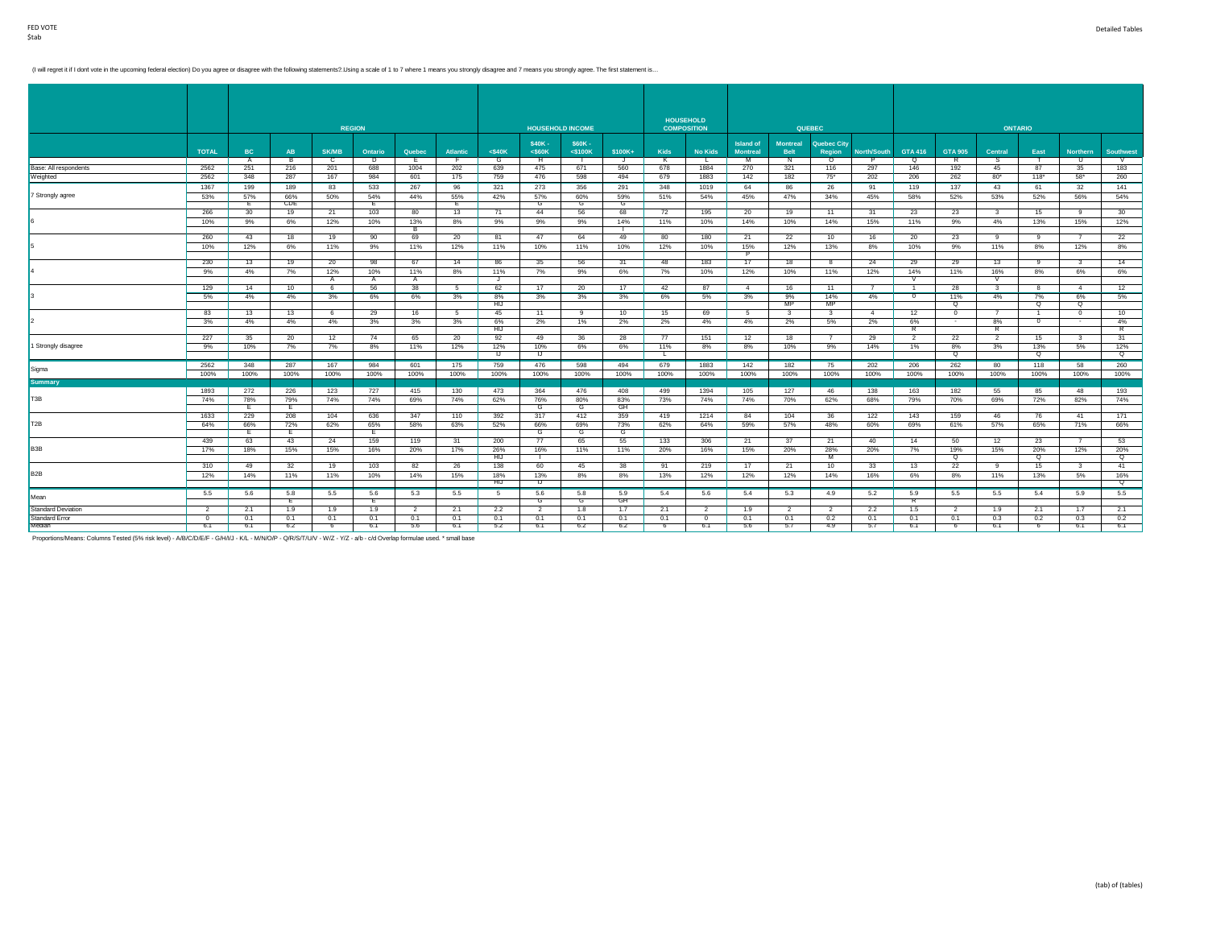FED VOTE
$tab

(I will regret it if I dont vote in the upcoming federal election) Do you agree or disagree with the following statements?.Using a scale of 1 to 7 where 1 means you strongly disagree and 7 means you strongly agree. The first statement is…

| | | REGION | | | | | | HOUSEHOLD INCOME | | | | HOUSEHOLD COMPOSITION | | QUEBEC | | | | ONTARIO | | | | | |
|---|---|---|---|---|---|---|---|---|---|---|---|---|---|---|---|---|---|---|---|---|---|---|---|
| | TOTAL | BC | AB | SK/MB | Ontario | Quebec | Atlantic | <$40K | $40K - <$60K | $60K - <$100K | $100K+ | Kids | No Kids | Island of Montreal | Montreal Belt | Quebec City Region | North/South | GTA 416 | GTA 905 | Central | East | Northern | Southwest |
| | | A | B | C | D | E | F | G | H | I | J | K | L | M | N | O | P | Q | R | S | T | U | V |
| Base: All respondents | 2562 | 251 | 216 | 201 | 688 | 1004 | 202 | 639 | 475 | 671 | 560 | 678 | 1884 | 270 | 321 | 116 | 297 | 146 | 192 | 45 | 87 | 35 | 183 |
| Weighted | 2562 | 348 | 287 | 167 | 984 | 601 | 175 | 759 | 476 | 598 | 494 | 679 | 1883 | 142 | 182 | 75* | 202 | 206 | 262 | 80* | 118* | 58* | 260 |
| 7 Strongly agree | 1367 | 199 | 189 | 83 | 533 | 267 | 96 | 321 | 273 | 356 | 291 | 348 | 1019 | 64 | 86 | 26 | 91 | 119 | 137 | 43 | 61 | 32 | 141 |
| | 53% | 57% | 66% | 50% | 54% | 44% | 55% | 42% | 57% | 60% | 59% | 51% | 54% | 45% | 47% | 34% | 45% | 58% | 52% | 53% | 52% | 56% | 54% |
| | | E | CDE | | E | | E | | G | G | G | | | | | | | | | | | | |
| 6 | 266 | 30 | 19 | 21 | 103 | 80 | 13 | 71 | 44 | 56 | 68 | 72 | 195 | 20 | 19 | 11 | 31 | 23 | 23 | 3 | 15 | 9 | 30 |
| | 10% | 9% | 6% | 12% | 10% | 13% | 8% | 9% | 9% | 9% | 14% | 11% | 10% | 14% | 10% | 14% | 15% | 11% | 9% | 4% | 13% | 15% | 12% |
| | | | | | | B | | | | | I | | | | | | | | | | | | |
| 5 | 260 | 43 | 18 | 19 | 90 | 69 | 20 | 81 | 47 | 64 | 49 | 80 | 180 | 21 | 22 | 10 | 16 | 20 | 23 | 9 | 9 | 7 | 22 |
| | 10% | 12% | 6% | 11% | 9% | 11% | 12% | 11% | 10% | 11% | 10% | 12% | 10% | 15% | 12% | 13% | 8% | 10% | 9% | 11% | 8% | 12% | 8% |
| | | | | | | | | | | | | | | P | | | | | | | | | |
| 4 | 230 | 13 | 19 | 20 | 98 | 67 | 14 | 86 | 35 | 56 | 31 | 48 | 183 | 17 | 18 | 8 | 24 | 29 | 29 | 13 | 9 | 3 | 14 |
| | 9% | 4% | 7% | 12% | 10% | 11% | 8% | 11% | 7% | 9% | 6% | 7% | 10% | 12% | 10% | 11% | 12% | 14% | 11% | 16% | 8% | 6% | 6% |
| | | | | A | A | A | | J | | | | | | | | | | V | | V | | | |
| 3 | 129 | 14 | 10 | 6 | 56 | 38 | 5 | 62 | 17 | 20 | 17 | 42 | 87 | 4 | 16 | 11 | 7 | 1 | 28 | 3 | 8 | 4 | 12 |
| | 5% | 4% | 4% | 3% | 6% | 6% | 3% | 8% | 3% | 3% | 3% | 6% | 5% | 3% | 9% | 14% | 4% | 0 | 11% | 4% | 7% | 6% | 5% |
| | | | | | | | | HIJ | | | | | | | MP | MP | | | Q | | Q | Q | |
| 2 | 83 | 13 | 13 | 6 | 29 | 16 | 5 | 45 | 11 | 9 | 10 | 15 | 69 | 5 | 3 | 3 | 4 | 12 | 0 | 7 | 1 | 0 | 10 |
| | 3% | 4% | 4% | 4% | 3% | 3% | 3% | 6% | 2% | 1% | 2% | 2% | 4% | 4% | 2% | 5% | 2% | 6% | - | 8% | 0 | - | 4% |
| | | | | | | | | HIJ | | | | | | | | | | R | | R | | | R |
| 1 Strongly disagree | 227 | 35 | 20 | 12 | 74 | 65 | 20 | 92 | 49 | 36 | 28 | 77 | 151 | 12 | 18 | 7 | 29 | 2 | 22 | 2 | 15 | 3 | 31 |
| | 9% | 10% | 7% | 7% | 8% | 11% | 12% | 12% | 10% | 6% | 6% | 11% | 8% | 8% | 10% | 9% | 14% | 1% | 8% | 3% | 13% | 5% | 12% |
| | | | | | | | | IJ | IJ | | | L | | | | | | | Q | | Q | | Q |
| Sigma | 2562 | 348 | 287 | 167 | 984 | 601 | 175 | 759 | 476 | 598 | 494 | 679 | 1883 | 142 | 182 | 75 | 202 | 206 | 262 | 80 | 118 | 58 | 260 |
| | 100% | 100% | 100% | 100% | 100% | 100% | 100% | 100% | 100% | 100% | 100% | 100% | 100% | 100% | 100% | 100% | 100% | 100% | 100% | 100% | 100% | 100% | 100% |
| **Summary** | | | | | | | | | | | | | | | | | | | | | | | |
| T3B | 1893 | 272 | 226 | 123 | 727 | 415 | 130 | 473 | 364 | 476 | 408 | 499 | 1394 | 105 | 127 | 46 | 138 | 163 | 182 | 55 | 85 | 48 | 193 |
| | 74% | 78% | 79% | 74% | 74% | 69% | 74% | 62% | 76% | 80% | 83% | 73% | 74% | 74% | 70% | 62% | 68% | 79% | 70% | 69% | 72% | 82% | 74% |
| | | E | E | | | | | | G | G | GH | | | | | | | | | | | | |
| T2B | 1633 | 229 | 208 | 104 | 636 | 347 | 110 | 392 | 317 | 412 | 359 | 419 | 1214 | 84 | 104 | 36 | 122 | 143 | 159 | 46 | 76 | 41 | 171 |
| | 64% | 66% | 72% | 62% | 65% | 58% | 63% | 52% | 66% | 69% | 73% | 62% | 64% | 59% | 57% | 48% | 60% | 69% | 61% | 57% | 65% | 71% | 66% |
| | | E | E | | E | | | | G | G | G | | | | | | | | | | | | |
| B3B | 439 | 63 | 43 | 24 | 159 | 119 | 31 | 200 | 77 | 65 | 55 | 133 | 306 | 21 | 37 | 21 | 40 | 14 | 50 | 12 | 23 | 7 | 53 |
| | 17% | 18% | 15% | 15% | 16% | 20% | 17% | 26% | 16% | 11% | 11% | 20% | 16% | 15% | 20% | 28% | 20% | 7% | 19% | 15% | 20% | 12% | 20% |
| | | | | | | | | HIJ | I | | | | | | | M | | | Q | | Q | | Q |
| B2B | 310 | 49 | 32 | 19 | 103 | 82 | 26 | 138 | 60 | 45 | 38 | 91 | 219 | 17 | 21 | 10 | 33 | 13 | 22 | 9 | 15 | 3 | 41 |
| | 12% | 14% | 11% | 11% | 10% | 14% | 15% | 18% | 13% | 8% | 8% | 13% | 12% | 12% | 12% | 14% | 16% | 6% | 8% | 11% | 13% | 5% | 16% |
| | | | | | | | | HIJ | IJ | | | | | | | | | | | | | | Q |
| Mean | 5.5 | 5.6 | 5.8 | 5.5 | 5.6 | 5.3 | 5.5 | 5 | 5.6 | 5.8 | 5.9 | 5.4 | 5.6 | 5.4 | 5.3 | 4.9 | 5.2 | 5.9 | 5.5 | 5.5 | 5.4 | 5.9 | 5.5 |
| | | | E | | E | | | | G | G | GH | | | | | | | R | | | | | |
| Standard Deviation | 2 | 2.1 | 1.9 | 1.9 | 1.9 | 2 | 2.1 | 2.2 | 2 | 1.8 | 1.7 | 2.1 | 2 | 1.9 | 2 | 2 | 2.2 | 1.5 | 2 | 1.9 | 2.1 | 1.7 | 2.1 |
| Standard Error | 0 | 0.1 | 0.1 | 0.1 | 0.1 | 0.1 | 0.1 | 0.1 | 0.1 | 0.1 | 0.1 | 0.1 | 0 | 0.1 | 0.1 | 0.2 | 0.1 | 0.1 | 0.1 | 0.3 | 0.2 | 0.3 | 0.2 |
| Median | 6.1 | 6.1 | 6.2 | 6 | 6.1 | 5.6 | 6.1 | 5.2 | 6.1 | 6.2 | 6.2 | 6 | 6.1 | 5.6 | 5.7 | 4.9 | 5.7 | 6.1 | 6 | 6.1 | 6 | 6.1 | 6.1 |

Proportions/Means: Columns Tested (5% risk level) - A/B/C/D/E/F - G/H/I/J - K/L - M/N/O/P - Q/R/S/T/U/V - W/Z - Y/Z - a/b - c/d Overlap formulae used. * small base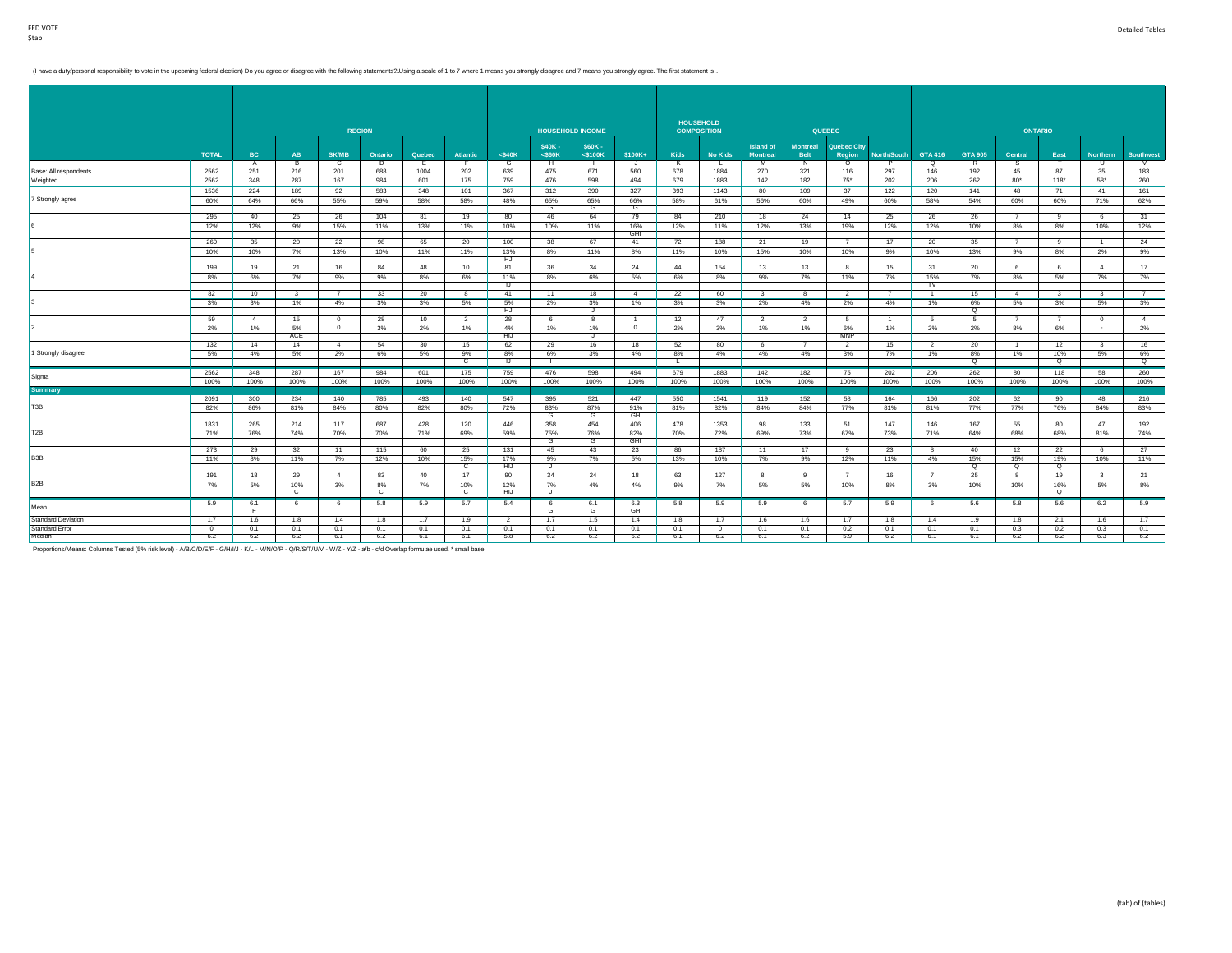FED VOTE
$tab

(I have a duty/personal responsibility to vote in the upcoming federal election) Do you agree or disagree with the following statements? Using a scale of 1 to 7 where 1 means you strongly disagree and 7 means you strongly agree. The first statement is…

| | | REGION | | | | | | HOUSEHOLD INCOME | | | | HOUSEHOLD COMPOSITION | | QUEBEC | | | | ONTARIO | | | | | |
|---|---|---|---|---|---|---|---|---|---|---|---|---|---|---|---|---|---|---|---|---|---|---|---|
| | TOTAL | BC | AB | SK/MB | Ontario | Quebec | Atlantic | <$40K | $40K - <$60K | $60K - <$100K | $100K+ | Kids | No Kids | Island of Montreal | Montreal Belt | Quebec City Region | North/South | GTA 416 | GTA 905 | Central | East | Northern | Southwest |
| | | A | B | C | D | E | F | G | H | I | J | K | L | M | N | O | P | Q | R | S | T | U | V |
| Base: All respondents | 2562 | 251 | 216 | 201 | 688 | 1004 | 202 | 639 | 475 | 671 | 560 | 678 | 1884 | 270 | 321 | 116 | 297 | 146 | 192 | 45 | 87 | 35 | 183 |
| Weighted | 2562 | 348 | 287 | 167 | 984 | 601 | 175 | 759 | 476 | 598 | 494 | 679 | 1883 | 142 | 182 | 75* | 202 | 206 | 262 | 80* | 118* | 58* | 260 |
| 7 Strongly agree | 1536 | 224 | 189 | 92 | 583 | 348 | 101 | 367 | 312 | 390 | 327 | 393 | 1143 | 80 | 109 | 37 | 122 | 120 | 141 | 48 | 71 | 41 | 161 |
| | 60% | 64% | 66% | 55% | 59% | 58% | 58% | 48% | 65% | 65% | 66% | 58% | 61% | 56% | 60% | 49% | 60% | 58% | 54% | 60% | 60% | 71% | 62% |
| | | | | | | | | | G | G | G | | | | | | | | | | | | |
| 6 | 295 | 40 | 25 | 26 | 104 | 81 | 19 | 80 | 46 | 64 | 79 | 84 | 210 | 18 | 24 | 14 | 25 | 26 | 26 | 7 | 9 | 6 | 31 |
| | 12% | 12% | 9% | 15% | 11% | 13% | 11% | 10% | 10% | 11% | 16% | 12% | 11% | 12% | 13% | 19% | 12% | 12% | 10% | 8% | 8% | 10% | 12% |
| | | | | | | | | | | | GHI | | | | | | | | | | | | |
| 5 | 260 | 35 | 20 | 22 | 98 | 65 | 20 | 100 | 38 | 67 | 41 | 72 | 188 | 21 | 19 | 7 | 17 | 20 | 35 | 7 | 9 | 1 | 24 |
| | 10% | 10% | 7% | 13% | 10% | 11% | 11% | 13% | 8% | 11% | 8% | 11% | 10% | 15% | 10% | 10% | 9% | 10% | 13% | 9% | 8% | 2% | 9% |
| | | | | | | | | HJ | | | | | | | | | | | | | | | |
| 4 | 199 | 19 | 21 | 16 | 84 | 48 | 10 | 81 | 36 | 34 | 24 | 44 | 154 | 13 | 13 | 8 | 15 | 31 | 20 | 6 | 6 | 4 | 17 |
| | 8% | 6% | 7% | 9% | 9% | 8% | 6% | 11% | 8% | 6% | 5% | 6% | 8% | 9% | 7% | 11% | 7% | 15% | 7% | 8% | 5% | 7% | 7% |
| | | | | | | | | IJ | | | | | | | | | | TV | | | | | |
| 3 | 82 | 10 | 3 | 7 | 33 | 20 | 8 | 41 | 11 | 18 | 4 | 22 | 60 | 3 | 8 | 2 | 7 | 1 | 15 | 4 | 3 | 3 | 7 |
| | 3% | 3% | 1% | 4% | 3% | 3% | 5% | 5% | 2% | 3% | 1% | 3% | 3% | 2% | 4% | 2% | 4% | 1% | 6% | 5% | 3% | 5% | 3% |
| | | | | | | | | HJ | | J | | | | | | | | | Q | | | | |
| 2 | 59 | 4 | 15 | 0 | 28 | 10 | 2 | 28 | 6 | 8 | 1 | 12 | 47 | 2 | 2 | 5 | 1 | 5 | 5 | 7 | 7 | 0 | 4 |
| | 2% | 1% | 5% | 0 | 3% | 2% | 1% | 4% | 1% | 1% | 0 | 2% | 3% | 1% | 1% | 6% | 1% | 2% | 2% | 8% | 6% | - | 2% |
| | | | ACE | | | | | HIJ | | J | | | | | | MNP | | | | | | | |
| 1 Strongly disagree | 132 | 14 | 14 | 4 | 54 | 30 | 15 | 62 | 29 | 16 | 18 | 52 | 80 | 6 | 7 | 2 | 15 | 2 | 20 | 1 | 12 | 3 | 16 |
| | 5% | 4% | 5% | 2% | 6% | 5% | 9% | 8% | 6% | 3% | 4% | 8% | 4% | 4% | 4% | 3% | 7% | 1% | 8% | 1% | 10% | 5% | 6% |
| | | | | | | | C | IJ | I | | | L | | | | | | | Q | | Q | | Q |
| Sigma | 2562 | 348 | 287 | 167 | 984 | 601 | 175 | 759 | 476 | 598 | 494 | 679 | 1883 | 142 | 182 | 75 | 202 | 206 | 262 | 80 | 118 | 58 | 260 |
| | 100% | 100% | 100% | 100% | 100% | 100% | 100% | 100% | 100% | 100% | 100% | 100% | 100% | 100% | 100% | 100% | 100% | 100% | 100% | 100% | 100% | 100% | 100% |
| **Summary** | | | | | | | | | | | | | | | | | | | | | | | |
| T3B | 2091 | 300 | 234 | 140 | 785 | 493 | 140 | 547 | 395 | 521 | 447 | 550 | 1541 | 119 | 152 | 58 | 164 | 166 | 202 | 62 | 90 | 48 | 216 |
| | 82% | 86% | 81% | 84% | 80% | 82% | 80% | 72% | 83% | 87% | 91% | 81% | 82% | 84% | 84% | 77% | 81% | 81% | 77% | 77% | 76% | 84% | 83% |
| | | | | | | | | | G | G | GH | | | | | | | | | | | | |
| T2B | 1831 | 265 | 214 | 117 | 687 | 428 | 120 | 446 | 358 | 454 | 406 | 478 | 1353 | 98 | 133 | 51 | 147 | 146 | 167 | 55 | 80 | 47 | 192 |
| | 71% | 76% | 74% | 70% | 70% | 71% | 69% | 59% | 75% | 76% | 82% | 70% | 72% | 69% | 73% | 67% | 73% | 71% | 64% | 68% | 68% | 81% | 74% |
| | | | | | | | | | G | G | GHI | | | | | | | | | | | | |
| B3B | 273 | 29 | 32 | 11 | 115 | 60 | 25 | 131 | 45 | 43 | 23 | 86 | 187 | 11 | 17 | 9 | 23 | 8 | 40 | 12 | 22 | 6 | 27 |
| | 11% | 8% | 11% | 7% | 12% | 10% | 15% | 17% | 9% | 7% | 5% | 13% | 10% | 7% | 9% | 12% | 11% | 4% | 15% | 15% | 19% | 10% | 11% |
| | | | | | | | C | HIJ | J | | | | | | | | | | Q | Q | Q | | |
| B2B | 191 | 18 | 29 | 4 | 83 | 40 | 17 | 90 | 34 | 24 | 18 | 63 | 127 | 8 | 9 | 7 | 16 | 7 | 25 | 8 | 19 | 3 | 21 |
| | 7% | 5% | 10% | 3% | 8% | 7% | 10% | 12% | 7% | 4% | 4% | 9% | 7% | 5% | 5% | 10% | 8% | 3% | 10% | 10% | 16% | 5% | 8% |
| | | | C | | C | | C | HIJ | J | | | | | | | | | | | | Q | | |
| Mean | 5.9 | 6.1 | 6 | 6 | 5.8 | 5.9 | 5.7 | 5.4 | 6 | 6.1 | 6.3 | 5.8 | 5.9 | 5.9 | 6 | 5.7 | 5.9 | 6 | 5.6 | 5.8 | 5.6 | 6.2 | 5.9 |
| | | F | | | | | | | G | G | GH | | | | | | | | | | | | |
| Standard Deviation | 1.7 | 1.6 | 1.8 | 1.4 | 1.8 | 1.7 | 1.9 | 2 | 1.7 | 1.5 | 1.4 | 1.8 | 1.7 | 1.6 | 1.6 | 1.7 | 1.8 | 1.4 | 1.9 | 1.8 | 2.1 | 1.6 | 1.7 |
| Standard Error | 0 | 0.1 | 0.1 | 0.1 | 0.1 | 0.1 | 0.1 | 0.1 | 0.1 | 0.1 | 0.1 | 0.1 | 0 | 0.1 | 0.1 | 0.2 | 0.1 | 0.1 | 0.1 | 0.3 | 0.2 | 0.3 | 0.1 |
| Median | 6.2 | 6.2 | 6.2 | 6.1 | 6.2 | 6.1 | 6.1 | 5.8 | 6.2 | 6.2 | 6.2 | 6.1 | 6.2 | 6.1 | 6.2 | 5.9 | 6.2 | 6.1 | 6.1 | 6.2 | 6.2 | 6.3 | 6.2 |

Proportions/Means: Columns Tested (5% risk level) - A/B/C/D/E/F - G/H/I/J - K/L - M/N/O/P - Q/R/S/T/U/V - W/Z - Y/Z - a/b - c/d Overlap formulae used. * small base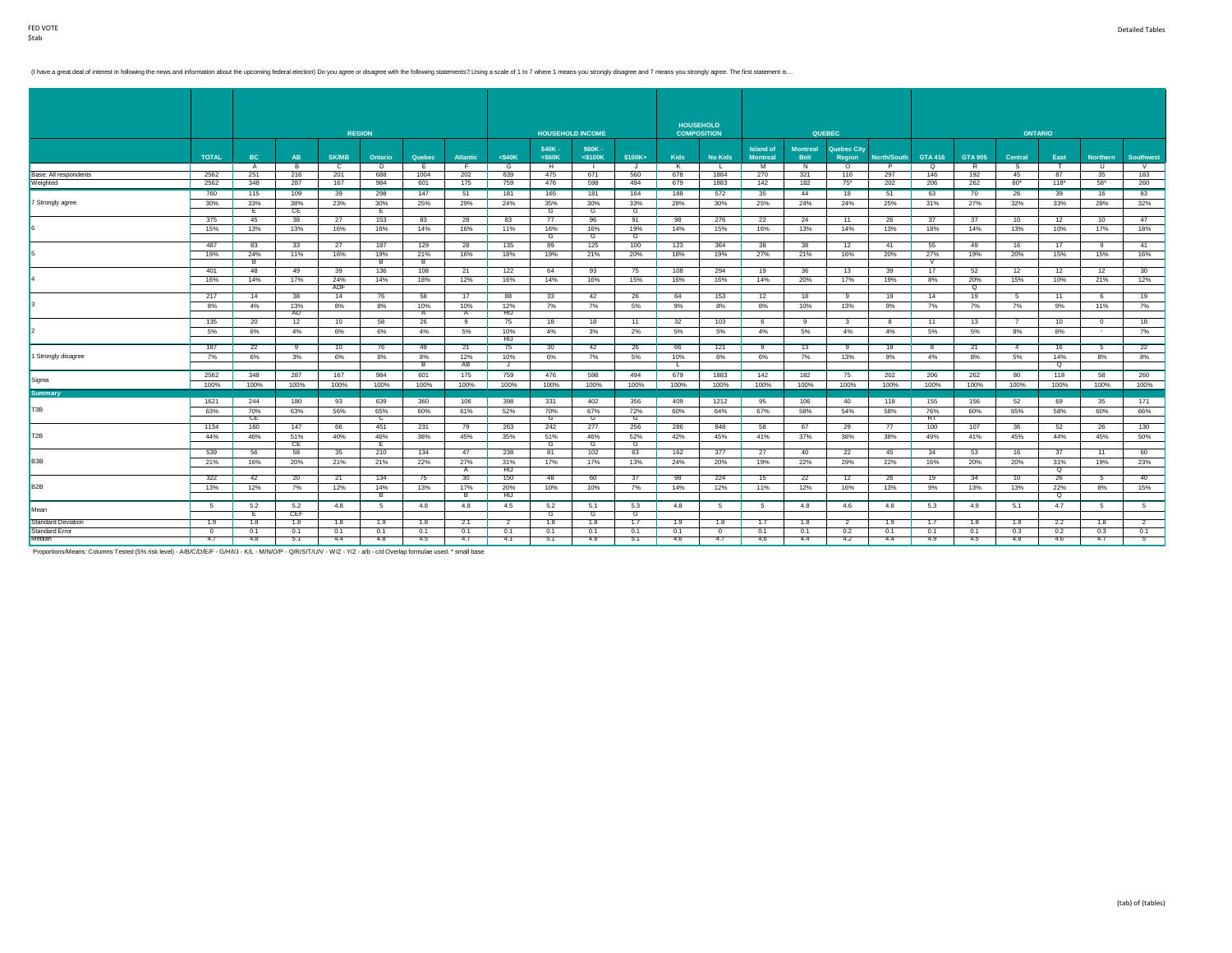(I have a great deal of interest in following the news and information about the upcoming federal election) Do you agree or disagree with the following statements?.Using a scale of 1 to 7 where 1 means you strongly disagree and 7 means you strongly agree. The first statement is…

| | | REGION | | | | | | HOUSEHOLD INCOME | | | | HOUSEHOLD COMPOSITION | | QUEBEC | | | | ONTARIO | | | | | | | |
|---|---|---|---|---|---|---|---|---|---|---|---|---|---|---|---|---|---|---|---|---|---|---|---|---|---|
| | TOTAL | BC | AB | SK/MB | Ontario | Quebec | Atlantic | <$40K | $40K - <$60K | $60K - <$100K | $100K+ | Kids | No Kids | Island of Montreal | Montreal Belt | Quebec City Region | North/South | GTA 416 | GTA 905 | Central | East | Northern | Southwest |
| | | A | B | C | D | E | F | G | H | I | J | K | L | M | N | O | P | Q | R | S | T | U | V |
| Base: All respondents | 2562 | 251 | 216 | 201 | 688 | 1004 | 202 | 639 | 475 | 671 | 560 | 678 | 1884 | 270 | 321 | 116 | 297 | 146 | 192 | 45 | 87 | 35 | 183 |
| Weighted | 2562 | 348 | 287 | 167 | 984 | 601 | 175 | 759 | 476 | 598 | 494 | 679 | 1883 | 142 | 182 | 75* | 202 | 206 | 262 | 80* | 118* | 58* | 260 |
| 7 Strongly agree | 760 | 115 | 109 | 39 | 298 | 147 | 51 | 181 | 165 | 181 | 164 | 188 | 572 | 35 | 44 | 18 | 51 | 63 | 70 | 26 | 39 | 16 | 83 |
| | 30% | 33% | 38% | 23% | 30% | 25% | 29% | 24% | 35% | 30% | 33% | 28% | 30% | 25% | 24% | 24% | 25% | 31% | 27% | 32% | 33% | 28% | 32% |
| | | E | CE | | E | | | | G | G | G | | | | | | | | | | | | |
| 6 | 375 | 45 | 38 | 27 | 153 | 83 | 28 | 83 | 77 | 96 | 91 | 98 | 276 | 22 | 24 | 11 | 26 | 37 | 37 | 10 | 12 | 10 | 47 |
| | 15% | 13% | 13% | 16% | 16% | 14% | 16% | 11% | 16% | 16% | 19% | 14% | 15% | 16% | 13% | 14% | 13% | 18% | 14% | 13% | 10% | 17% | 18% |
| | | | | | | | | | G | G | G | | | | | | | | | | | | |
| 5 | 487 | 83 | 33 | 27 | 187 | 129 | 28 | 135 | 89 | 125 | 100 | 123 | 364 | 38 | 38 | 12 | 41 | 55 | 49 | 16 | 17 | 9 | 41 |
| | 19% | 24% | 11% | 16% | 19% | 21% | 16% | 18% | 19% | 21% | 20% | 18% | 19% | 27% | 21% | 16% | 20% | 27% | 19% | 20% | 15% | 15% | 16% |
| | | B | | | B | B | | | | | | | | | | | | V | | | | | |
| 4 | 401 | 48 | 49 | 39 | 136 | 108 | 21 | 122 | 64 | 93 | 75 | 108 | 294 | 19 | 36 | 13 | 39 | 17 | 52 | 12 | 12 | 12 | 30 |
| | 16% | 14% | 17% | 24% | 14% | 18% | 12% | 16% | 14% | 16% | 15% | 16% | 16% | 14% | 20% | 17% | 19% | 8% | 20% | 15% | 10% | 21% | 12% |
| | | | | ADF | | | | | | | | | | | | | | | Q | | | | |
| 3 | 217 | 14 | 38 | 14 | 76 | 58 | 17 | 88 | 33 | 42 | 26 | 64 | 153 | 12 | 18 | 9 | 19 | 14 | 19 | 5 | 11 | 6 | 19 |
| | 8% | 4% | 13% | 8% | 8% | 10% | 10% | 12% | 7% | 7% | 5% | 9% | 8% | 8% | 10% | 13% | 9% | 7% | 7% | 7% | 9% | 11% | 7% |
| | | | AD | | | A | A | HIJ | | | | | | | | | | | | | | | |
| 2 | 135 | 20 | 12 | 10 | 58 | 26 | 9 | 75 | 18 | 18 | 11 | 32 | 103 | 6 | 9 | 3 | 8 | 11 | 13 | 7 | 10 | 0 | 18 |
| | 5% | 6% | 4% | 6% | 6% | 4% | 5% | 10% | 4% | 3% | 2% | 5% | 5% | 4% | 5% | 4% | 4% | 5% | 5% | 8% | 8% | - | 7% |
| | | | | | | | | HIJ | | | | | | | | | | | | | | | |
| 1 Strongly disagree | 187 | 22 | 9 | 10 | 76 | 49 | 21 | 75 | 30 | 42 | 26 | 66 | 121 | 9 | 13 | 9 | 18 | 8 | 21 | 4 | 16 | 5 | 22 |
| | 7% | 6% | 3% | 6% | 8% | 8% | 12% | 10% | 6% | 7% | 5% | 10% | 6% | 6% | 7% | 13% | 9% | 4% | 8% | 5% | 14% | 8% | 8% |
| | | | | | B | B | AB | J | | | | L | | | | | | | | | Q | | |
| Sigma | 2562 | 348 | 287 | 167 | 984 | 601 | 175 | 759 | 476 | 598 | 494 | 679 | 1883 | 142 | 182 | 75 | 202 | 206 | 262 | 80 | 118 | 58 | 260 |
| | 100% | 100% | 100% | 100% | 100% | 100% | 100% | 100% | 100% | 100% | 100% | 100% | 100% | 100% | 100% | 100% | 100% | 100% | 100% | 100% | 100% | 100% | 100% |
| **Summary** | | | | | | | | | | | | | | | | | | | | | | | |
| T3B | 1621 | 244 | 180 | 93 | 639 | 360 | 106 | 398 | 331 | 402 | 356 | 409 | 1212 | 95 | 106 | 40 | 118 | 155 | 156 | 52 | 69 | 35 | 171 |
| | 63% | 70% | 63% | 56% | 65% | 60% | 61% | 52% | 70% | 67% | 72% | 60% | 64% | 67% | 58% | 54% | 58% | 76% | 60% | 65% | 58% | 60% | 66% |
| | | CE | | | C | | | | G | G | G | | | | | | | RT | | | | | |
| T2B | 1134 | 160 | 147 | 66 | 451 | 231 | 79 | 263 | 242 | 277 | 256 | 286 | 848 | 58 | 67 | 29 | 77 | 100 | 107 | 36 | 52 | 26 | 130 |
| | 44% | 46% | 51% | 40% | 46% | 38% | 45% | 35% | 51% | 46% | 52% | 42% | 45% | 41% | 37% | 38% | 38% | 49% | 41% | 45% | 44% | 45% | 50% |
| | | | CE | | E | | | | G | G | G | | | | | | | | | | | | |
| B3B | 539 | 56 | 58 | 35 | 210 | 134 | 47 | 238 | 81 | 102 | 63 | 162 | 377 | 27 | 40 | 22 | 45 | 34 | 53 | 16 | 37 | 11 | 60 |
| | 21% | 16% | 20% | 21% | 21% | 22% | 27% | 31% | 17% | 17% | 13% | 24% | 20% | 19% | 22% | 29% | 22% | 16% | 20% | 20% | 31% | 19% | 23% |
| | | | | | | | A | HIJ | | | | | | | | | | | | | Q | | |
| B2B | 322 | 42 | 20 | 21 | 134 | 75 | 30 | 150 | 48 | 60 | 37 | 98 | 224 | 15 | 22 | 12 | 26 | 19 | 34 | 10 | 26 | 5 | 40 |
| | 13% | 12% | 7% | 12% | 14% | 13% | 17% | 20% | 10% | 10% | 7% | 14% | 12% | 11% | 12% | 16% | 13% | 9% | 13% | 13% | 22% | 8% | 15% |
| | | | | | B | | B | HIJ | | | | | | | | | | | | | Q | | |
| Mean | 5 | 5.2 | 5.2 | 4.8 | 5 | 4.8 | 4.8 | 4.5 | 5.2 | 5.1 | 5.3 | 4.8 | 5 | 5 | 4.8 | 4.6 | 4.8 | 5.3 | 4.9 | 5.1 | 4.7 | 5 | 5 |
| | | E | CEF | | | | | | G | G | G | | | | | | | | | | | | |
| Standard Deviation | 1.9 | 1.8 | 1.8 | 1.8 | 1.9 | 1.8 | 2.1 | 2 | 1.8 | 1.8 | 1.7 | 1.9 | 1.8 | 1.7 | 1.8 | 2 | 1.9 | 1.7 | 1.8 | 1.8 | 2.2 | 1.8 | 2 |
| Standard Error | 0 | 0.1 | 0.1 | 0.1 | 0.1 | 0.1 | 0.1 | 0.1 | 0.1 | 0.1 | 0.1 | 0.1 | 0 | 0.1 | 0.1 | 0.2 | 0.1 | 0.1 | 0.1 | 0.3 | 0.2 | 0.3 | 0.1 |
| Median | 4.7 | 4.8 | 5.1 | 4.4 | 4.8 | 4.5 | 4.7 | 4.1 | 5.1 | 4.8 | 5.1 | 4.6 | 4.7 | 4.6 | 4.4 | 4.2 | 4.4 | 4.9 | 4.5 | 4.8 | 4.6 | 4.7 | 5 |

Proportions/Means: Columns Tested (5% risk level) - A/B/C/D/E/F - G/H/I/J - K/L - M/N/O/P - Q/R/S/T/U/V - W/Z - Y/Z - a/b - c/d Overlap formulae used. * small base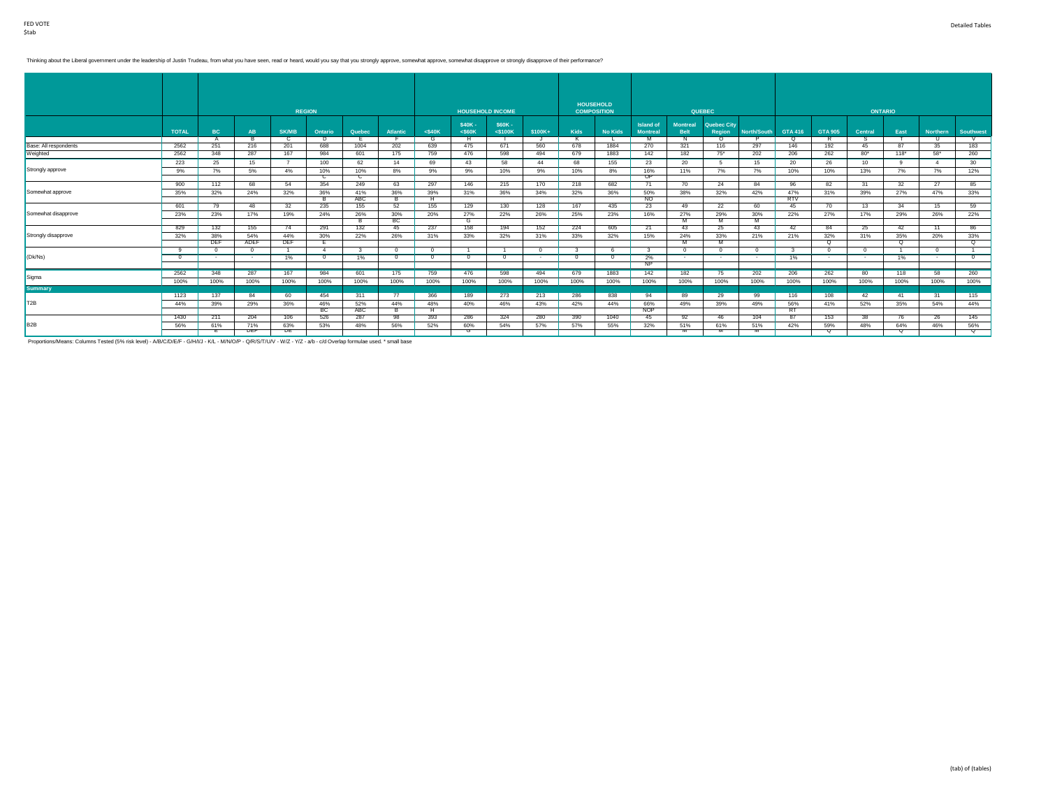FED VOTE
$tab

Thinking about the Liberal government under the leadership of Justin Trudeau, from what you have seen, read or heard, would you say that you strongly approve, somewhat approve, somewhat disapprove or strongly disapprove of their performance?

| | | REGION | | | | | | HOUSEHOLD INCOME | | | | HOUSEHOLD COMPOSITION | | QUEBEC | | | | ONTARIO | | | | | |
|---|---|---|---|---|---|---|---|---|---|---|---|---|---|---|---|---|---|---|---|---|---|---|---|
| | TOTAL | BC | AB | SK/MB | Ontario | Quebec | Atlantic | <$40K | $40K - <$60K | $60K - <$100K | $100K+ | Kids | No Kids | Island of Montreal | Montreal Belt | Quebec City Region | North/South | GTA 416 | GTA 905 | Central | East | Northern | Southwest |
| | | A | B | C | D | E | F | G | H | I | J | K | L | M | N | O | P | Q | R | S | T | U | V |
| Base: All respondents | 2562 | 251 | 216 | 201 | 688 | 1004 | 202 | 639 | 475 | 671 | 560 | 678 | 1884 | 270 | 321 | 116 | 297 | 146 | 192 | 45 | 87 | 35 | 183 |
| Weighted | 2562 | 348 | 287 | 167 | 984 | 601 | 175 | 759 | 476 | 598 | 494 | 679 | 1883 | 142 | 182 | 75* | 202 | 206 | 262 | 80* | 118* | 58* | 260 |
| Strongly approve | 223 | 25 | 15 | 7 | 100 | 62 | 14 | 69 | 43 | 58 | 44 | 68 | 155 | 23 | 20 | 5 | 15 | 20 | 26 | 10 | 9 | 4 | 30 |
| | 9% | 7% | 5% | 4% | 10% | 10% | 8% | 9% | 9% | 10% | 9% | 10% | 8% | 16% | 11% | 7% | 7% | 10% | 10% | 13% | 7% | 7% | 12% |
| | | | | | C | C | | | | | | | | OP | | | | | | | | | |
| Somewhat approve | 900 | 112 | 68 | 54 | 354 | 249 | 63 | 297 | 146 | 215 | 170 | 218 | 682 | 71 | 70 | 24 | 84 | 96 | 82 | 31 | 32 | 27 | 85 |
| | 35% | 32% | 24% | 32% | 36% | 41% | 36% | 39% | 31% | 36% | 34% | 32% | 36% | 50% | 38% | 32% | 42% | 47% | 31% | 39% | 27% | 47% | 33% |
| | | | | | B | ABC | B | H | | | | | | NO | | | | RTV | | | | | |
| Somewhat disapprove | 601 | 79 | 48 | 32 | 235 | 155 | 52 | 155 | 129 | 130 | 128 | 167 | 435 | 23 | 49 | 22 | 60 | 45 | 70 | 13 | 34 | 15 | 59 |
| | 23% | 23% | 17% | 19% | 24% | 26% | 30% | 20% | 27% | 22% | 26% | 25% | 23% | 16% | 27% | 29% | 30% | 22% | 27% | 17% | 29% | 26% | 22% |
| | | | | | | B | BC | | G | | | | | | M | M | M | | | | | | |
| Strongly disapprove | 829 | 132 | 155 | 74 | 291 | 132 | 45 | 237 | 158 | 194 | 152 | 224 | 605 | 21 | 43 | 25 | 43 | 42 | 84 | 25 | 42 | 11 | 86 |
| | 32% | 38% | 54% | 44% | 30% | 22% | 26% | 31% | 33% | 32% | 31% | 33% | 32% | 15% | 24% | 33% | 21% | 21% | 32% | 31% | 35% | 20% | 33% |
| | | DEF | ADEF | DEF | E | | | | | | | | | | M | M | | | Q | | Q | | Q |
| (Dk/Ns) | 9 | 0 | 0 | 1 | 4 | 3 | 0 | 0 | 1 | 1 | 0 | 3 | 6 | 3 | 0 | 0 | 0 | 3 | 0 | 0 | 1 | 0 | 1 |
| | 0 | - | - | 1% | 0 | 1% | 0 | 0 | 0 | 0 | - | 0 | 0 | 2% | - | - | - | 1% | - | - | 1% | - | 0 |
| | | | | | | | | | | | | | | NP | | | | | | | | | |
| Sigma | 2562 | 348 | 287 | 167 | 984 | 601 | 175 | 759 | 476 | 598 | 494 | 679 | 1883 | 142 | 182 | 75 | 202 | 206 | 262 | 80 | 118 | 58 | 260 |
| | 100% | 100% | 100% | 100% | 100% | 100% | 100% | 100% | 100% | 100% | 100% | 100% | 100% | 100% | 100% | 100% | 100% | 100% | 100% | 100% | 100% | 100% | 100% |
| **Summary** | | | | | | | | | | | | | | | | | | | | | | | |
| T2B | 1123 | 137 | 84 | 60 | 454 | 311 | 77 | 366 | 189 | 273 | 213 | 286 | 838 | 94 | 89 | 29 | 99 | 116 | 108 | 42 | 41 | 31 | 115 |
| | 44% | 39% | 29% | 36% | 46% | 52% | 44% | 48% | 40% | 46% | 43% | 42% | 44% | 66% | 49% | 39% | 49% | 56% | 41% | 52% | 35% | 54% | 44% |
| | | | | | BC | ABC | B | H | | | | | | NOP | | | | RT | | | | | |
| B2B | 1430 | 211 | 204 | 106 | 526 | 287 | 98 | 393 | 286 | 324 | 280 | 390 | 1040 | 45 | 92 | 46 | 104 | 87 | 153 | 38 | 76 | 26 | 145 |
| | 56% | 61% | 71% | 63% | 53% | 48% | 56% | 52% | 60% | 54% | 57% | 57% | 55% | 32% | 51% | 61% | 51% | 42% | 59% | 48% | 64% | 46% | 56% |
| | | E | DEF | DE | | | | | G | | | | | | M | M | M | | Q | | Q | | Q |

Proportions/Means: Columns Tested (5% risk level) - A/B/C/D/E/F - G/H/I/J - K/L - M/N/O/P - Q/R/S/T/U/V - W/Z - Y/Z - a/b - c/d Overlap formulae used. * small base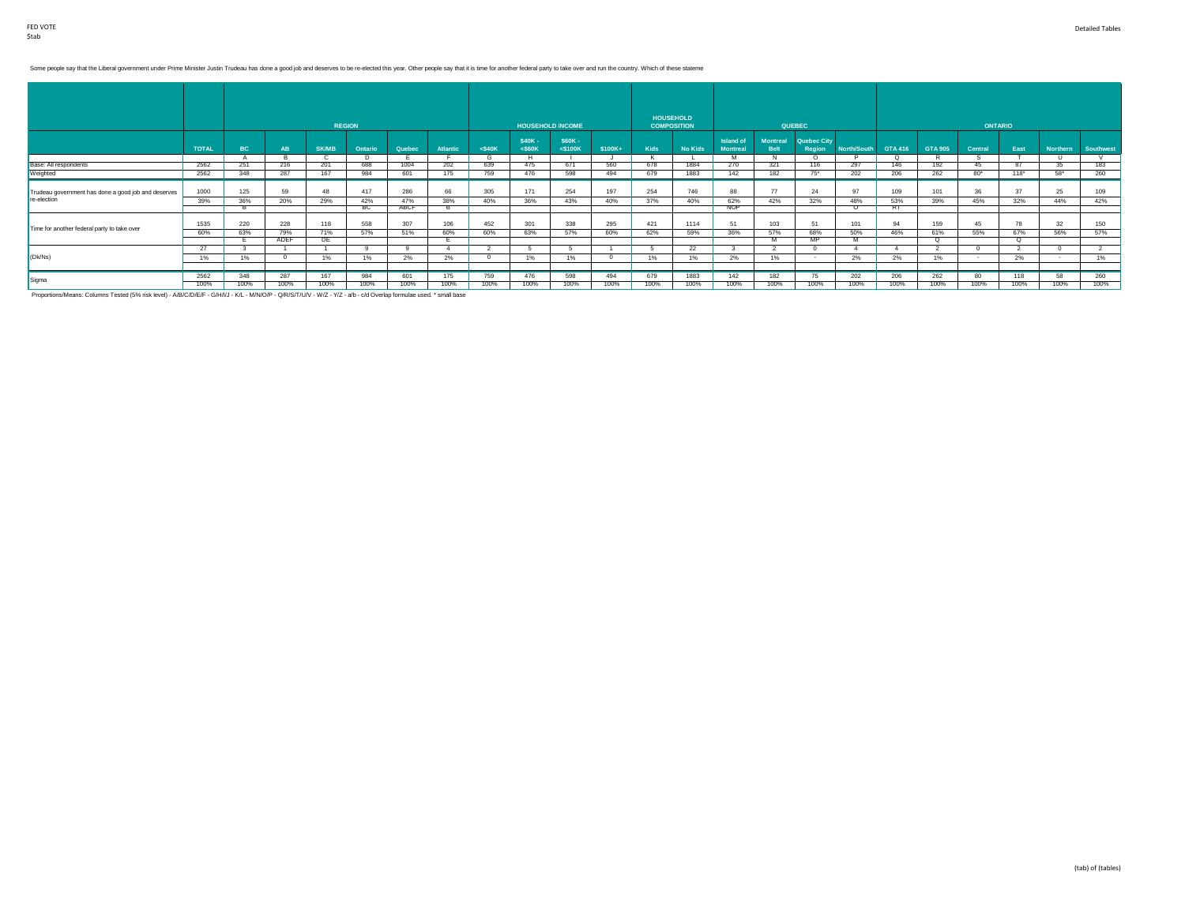Some people say that the Liberal government under Prime Minister Justin Trudeau has done a good job and deserves to be re-elected this year. Other people say that it is time for another federal party to take over and run the country. Which of these stateme

| | | REGION | | | | | | HOUSEHOLD INCOME | | | | HOUSEHOLD COMPOSITION | | QUEBEC | | | | ONTARIO | | | | | |
|---|---|---|---|---|---|---|---|---|---|---|---|---|---|---|---|---|---|---|---|---|---|---|---|
| | TOTAL | BC | AB | SK/MB | Ontario | Quebec | Atlantic | <$40K | $40K - <$60K | $60K - <$100K | $100K+ | Kids | No Kids | Island of Montreal | Montreal Belt | Quebec City Region | North/South | GTA 416 | GTA 905 | Central | East | Northern | Southwest |
| | | A | B | C | D | E | F | G | H | I | J | K | L | M | N | O | P | Q | R | S | T | U | V |
| Base: All respondents | 2562 | 251 | 216 | 201 | 688 | 1004 | 202 | 639 | 475 | 671 | 560 | 678 | 1884 | 270 | 321 | 116 | 297 | 146 | 192 | 45 | 87 | 35 | 183 |
| Weighted | 2562 | 348 | 287 | 167 | 984 | 601 | 175 | 759 | 476 | 598 | 494 | 679 | 1883 | 142 | 182 | 75* | 202 | 206 | 262 | 80* | 118* | 58* | 260 |
| Trudeau government has done a good job and deserves re-election | 1000 | 125 | 59 | 48 | 417 | 286 | 66 | 305 | 171 | 254 | 197 | 254 | 746 | 88 | 77 | 24 | 97 | 109 | 101 | 36 | 37 | 25 | 109 |
| | 39% | 36% | 20% | 29% | 42% | 47% | 38% | 40% | 36% | 43% | 40% | 37% | 40% | 62% | 42% | 32% | 48% | 53% | 39% | 45% | 32% | 44% | 42% |
| | | B | | | BC | ABCF | B | | | | | | | NOP | | | O | RT | | | | | |
| Time for another federal party to take over | 1535 | 220 | 228 | 118 | 558 | 307 | 106 | 452 | 301 | 338 | 295 | 421 | 1114 | 51 | 103 | 51 | 101 | 94 | 159 | 45 | 78 | 32 | 150 |
| | 60% | 63% | 79% | 71% | 57% | 51% | 60% | 60% | 63% | 57% | 60% | 62% | 59% | 36% | 57% | 68% | 50% | 46% | 61% | 55% | 67% | 56% | 57% |
| | | E | ADEF | DE | | | E | | | | | | | | M | MP | M | | Q | | Q | | |
| (Dk/Ns) | 27 | 3 | 1 | 1 | 9 | 9 | 4 | 2 | 5 | 5 | 1 | 5 | 22 | 3 | 2 | 0 | 4 | 4 | 2 | 0 | 2 | 0 | 2 |
| | 1% | 1% | 0 | 1% | 1% | 2% | 2% | 0 | 1% | 1% | 0 | 1% | 1% | 2% | 1% | - | 2% | 2% | 1% | - | 2% | - | 1% |
| Sigma | 2562 | 348 | 287 | 167 | 984 | 601 | 175 | 759 | 476 | 598 | 494 | 679 | 1883 | 142 | 182 | 75 | 202 | 206 | 262 | 80 | 118 | 58 | 260 |
| | 100% | 100% | 100% | 100% | 100% | 100% | 100% | 100% | 100% | 100% | 100% | 100% | 100% | 100% | 100% | 100% | 100% | 100% | 100% | 100% | 100% | 100% | 100% |

Proportions/Means: Columns Tested (5% risk level) - A/B/C/D/E/F - G/H/I/J - K/L - M/N/O/P - Q/R/S/T/U/V - W/Z - Y/Z - a/b - c/d Overlap formulae used. * small base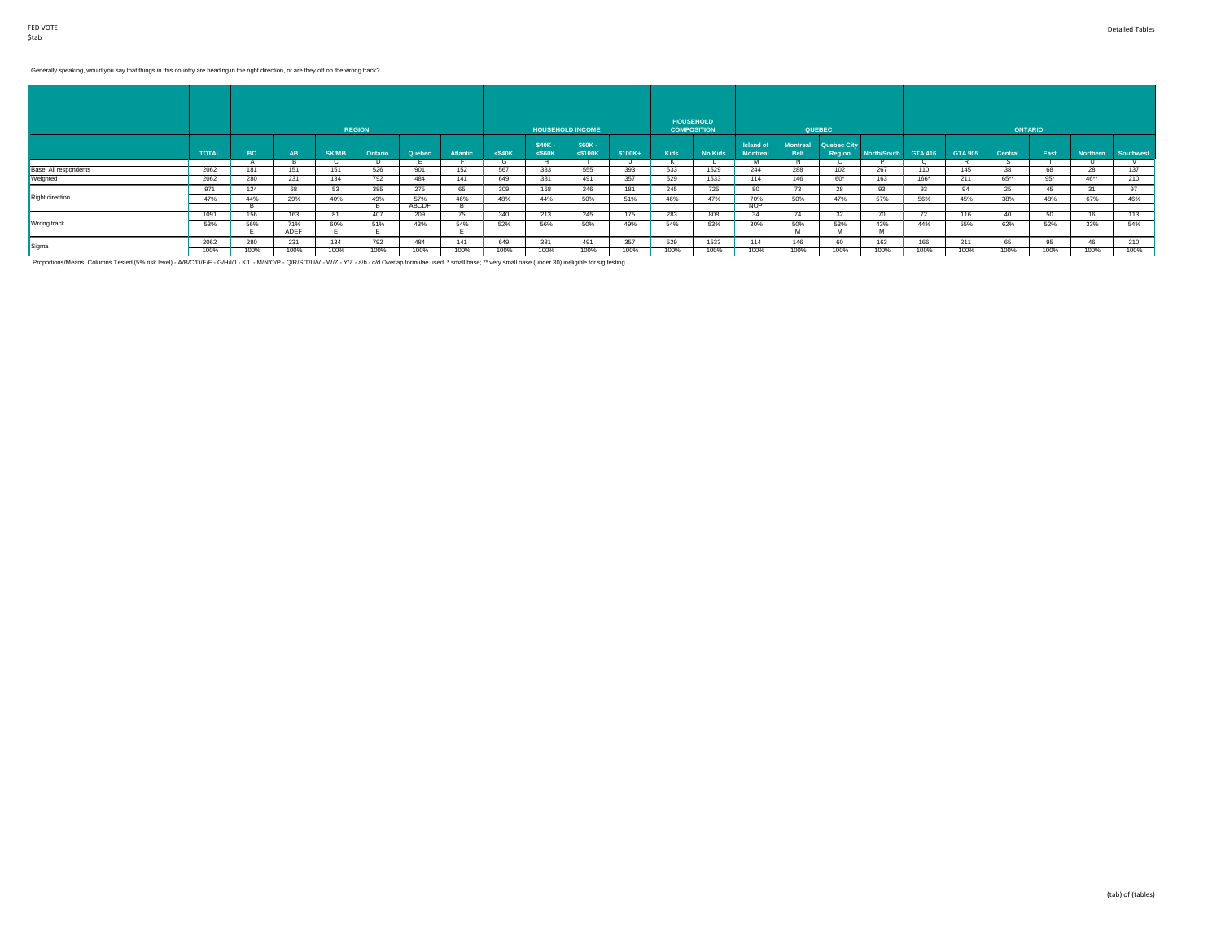FED VOTE
$tab

Generally speaking, would you say that things in this country are heading in the right direction, or are they off on the wrong track?

| | | REGION | | | | | | HOUSEHOLD INCOME | | | | HOUSEHOLD COMPOSITION | | QUEBEC | | | | ONTARIO | | | | | |
|---|---|---|---|---|---|---|---|---|---|---|---|---|---|---|---|---|---|---|---|---|---|---|---|
| | TOTAL | BC | AB | SK/MB | Ontario | Quebec | Atlantic | <$40K | $40K - <$60K | $60K - <$100K | $100K+ | Kids | No Kids | Island of Montreal | Montreal Belt | Quebec City Region | North/South | GTA 416 | GTA 905 | Central | East | Northern | Southwest |
| | A | B | C | D | E | F | | G | H | I | J | K | L | M | N | O | P | Q | R | S | T | U | V |
| Base: All respondents | 2062 | 181 | 151 | 151 | 526 | 901 | 152 | 567 | 383 | 555 | 393 | 533 | 1529 | 244 | 288 | 102 | 267 | 110 | 145 | 38 | 68 | 28 | 137 |
| Weighted | 2062 | 280 | 231 | 134 | 792 | 484 | 141 | 649 | 381 | 491 | 357 | 529 | 1533 | 114 | 146 | 60* | 163 | 166* | 211 | 65** | 95* | 46** | 210 |
| Right direction | 971 | 124 | 68 | 53 | 385 | 275 | 65 | 309 | 168 | 246 | 181 | 245 | 725 | 80 | 73 | 28 | 93 | 93 | 94 | 25 | 45 | 31 | 97 |
| | 47% | 44% | 29% | 40% | 49% | 57% | 46% | 48% | 44% | 50% | 51% | 46% | 47% | 70% | 50% | 47% | 57% | 56% | 45% | 38% | 48% | 67% | 46% |
| | | B | | | B | ABCDF | B | | | | | | | NOP | | | | | | | | | |
| Wrong track | 1091 | 156 | 163 | 81 | 407 | 209 | 75 | 340 | 213 | 245 | 175 | 283 | 808 | 34 | 74 | 32 | 70 | 72 | 116 | 40 | 50 | 16 | 113 |
| | 53% | 56% | 71% | 60% | 51% | 43% | 54% | 52% | 56% | 50% | 49% | 54% | 53% | 30% | 50% | 53% | 43% | 44% | 55% | 62% | 52% | 33% | 54% |
| | | E | ADEF | E | E | | E | | | | | | | | M | M | M | | | | | | |
| Sigma | 2062 | 280 | 231 | 134 | 792 | 484 | 141 | 649 | 381 | 491 | 357 | 529 | 1533 | 114 | 146 | 60 | 163 | 166 | 211 | 65 | 95 | 46 | 210 |
| | 100% | 100% | 100% | 100% | 100% | 100% | 100% | 100% | 100% | 100% | 100% | 100% | 100% | 100% | 100% | 100% | 100% | 100% | 100% | 100% | 100% | 100% | 100% |

Proportions/Means: Columns Tested (5% risk level) - A/B/C/D/E/F - G/H/I/J - K/L - M/N/O/P - Q/R/S/T/U/V - W/Z - Y/Z - a/b - c/d Overlap formulae used. * small base; ** very small base (under 30) ineligible for sig testing